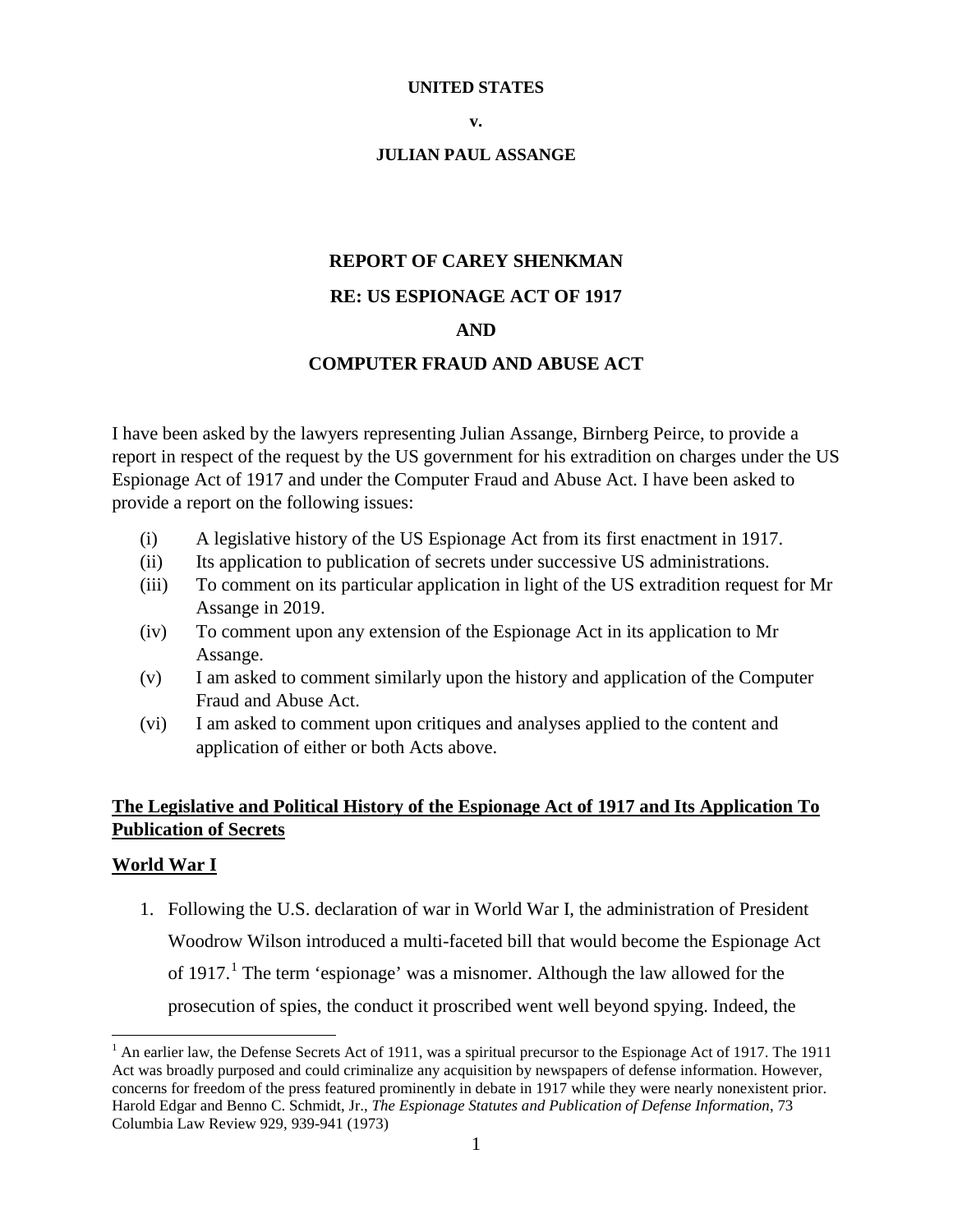**UNITED STATES**

**v.**

**JULIAN PAUL ASSANGE**

**REPORT OF CAREY SHENKMAN**

**RE: US ESPIONAGE ACT OF 1917**

**AND**

**COMPUTER FRAUD AND ABUSE ACT**

I have been asked by the lawyers representing Julian Assange, Birnberg Peirce, to provide a report in respect of the request by the US government for his extradition on charges under the US Espionage Act of 1917 and under the Computer Fraud and Abuse Act. I have been asked to provide a report on the following issues:

(i) A legislative history of the US Espionage Act from its first enactment in 1917.
(ii) Its application to publication of secrets under successive US administrations.
(iii) To comment on its particular application in light of the US extradition request for Mr Assange in 2019.
(iv) To comment upon any extension of the Espionage Act in its application to Mr Assange.
(v) I am asked to comment similarly upon the history and application of the Computer Fraud and Abuse Act.
(vi) I am asked to comment upon critiques and analyses applied to the content and application of either or both Acts above.

## The Legislative and Political History of the Espionage Act of 1917 and Its Application To Publication of Secrets

### World War I

1. Following the U.S. declaration of war in World War I, the administration of President Woodrow Wilson introduced a multi-faceted bill that would become the Espionage Act of 1917.[1] The term 'espionage' was a misnomer. Although the law allowed for the prosecution of spies, the conduct it proscribed went well beyond spying. Indeed, the

[1] An earlier law, the Defense Secrets Act of 1911, was a spiritual precursor to the Espionage Act of 1917. The 1911 Act was broadly purposed and could criminalize any acquisition by newspapers of defense information. However, concerns for freedom of the press featured prominently in debate in 1917 while they were nearly nonexistent prior. Harold Edgar and Benno C. Schmidt, Jr., *The Espionage Statutes and Publication of Defense Information*, 73 Columbia Law Review 929, 939-941 (1973)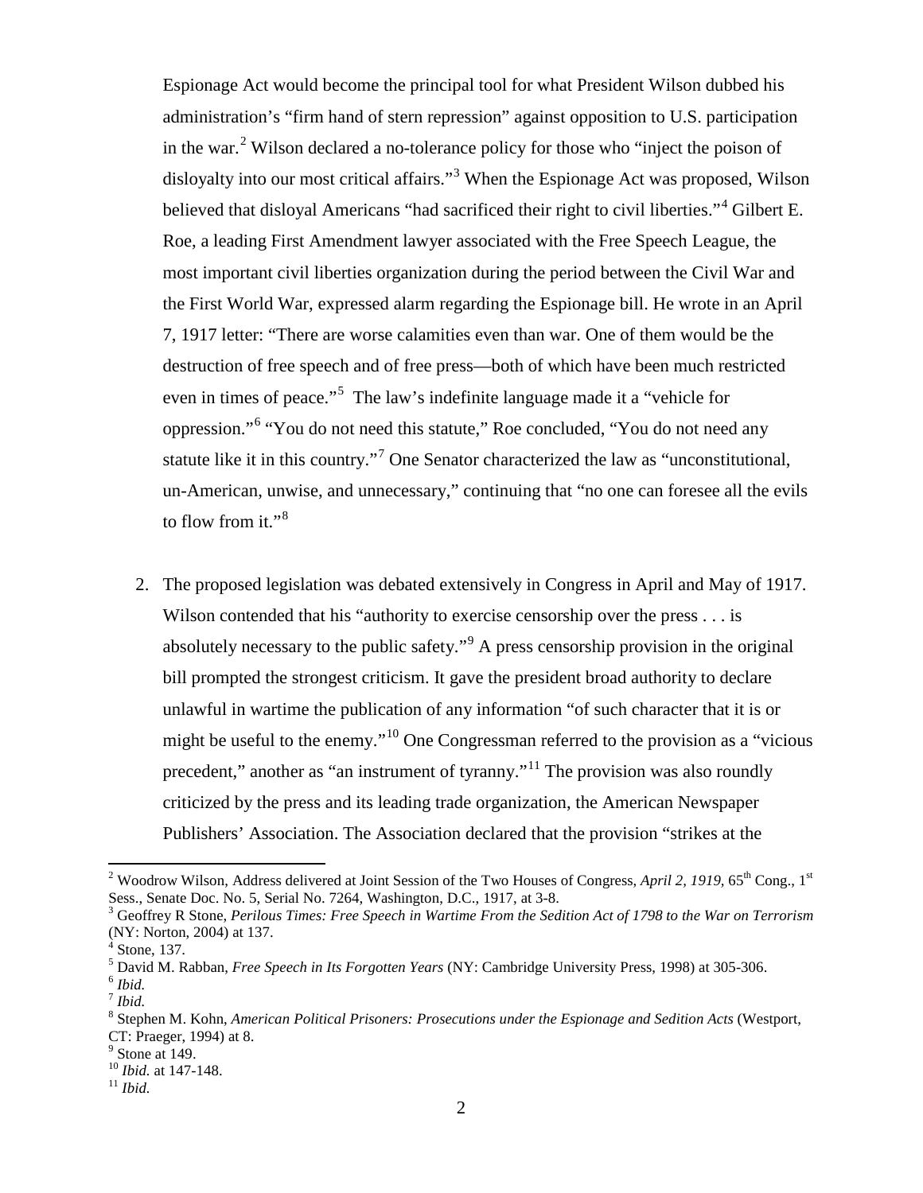Espionage Act would become the principal tool for what President Wilson dubbed his administration's "firm hand of stern repression" against opposition to U.S. participation in the war.[2] Wilson declared a no-tolerance policy for those who "inject the poison of disloyalty into our most critical affairs."[3] When the Espionage Act was proposed, Wilson believed that disloyal Americans "had sacrificed their right to civil liberties."[4] Gilbert E. Roe, a leading First Amendment lawyer associated with the Free Speech League, the most important civil liberties organization during the period between the Civil War and the First World War, expressed alarm regarding the Espionage bill. He wrote in an April 7, 1917 letter: "There are worse calamities even than war. One of them would be the destruction of free speech and of free press—both of which have been much restricted even in times of peace."[5] The law's indefinite language made it a "vehicle for oppression."[6] "You do not need this statute," Roe concluded, "You do not need any statute like it in this country."[7] One Senator characterized the law as "unconstitutional, un-American, unwise, and unnecessary," continuing that "no one can foresee all the evils to flow from it."[8]

2. The proposed legislation was debated extensively in Congress in April and May of 1917. Wilson contended that his "authority to exercise censorship over the press . . . is absolutely necessary to the public safety."[9] A press censorship provision in the original bill prompted the strongest criticism. It gave the president broad authority to declare unlawful in wartime the publication of any information "of such character that it is or might be useful to the enemy."[10] One Congressman referred to the provision as a "vicious precedent," another as "an instrument of tyranny."[11] The provision was also roundly criticized by the press and its leading trade organization, the American Newspaper Publishers' Association. The Association declared that the provision "strikes at the

---

[2] Woodrow Wilson, Address delivered at Joint Session of the Two Houses of Congress, *April 2, 1919*, 65th Cong., 1st Sess., Senate Doc. No. 5, Serial No. 7264, Washington, D.C., 1917, at 3-8.

[3] Geoffrey R Stone, *Perilous Times: Free Speech in Wartime From the Sedition Act of 1798 to the War on Terrorism* (NY: Norton, 2004) at 137.

[4] Stone, 137.

[5] David M. Rabban, *Free Speech in Its Forgotten Years* (NY: Cambridge University Press, 1998) at 305-306.

[6] *Ibid.*

[7] *Ibid.*

[8] Stephen M. Kohn, *American Political Prisoners: Prosecutions under the Espionage and Sedition Acts* (Westport, CT: Praeger, 1994) at 8.

[9] Stone at 149.

[10] *Ibid.* at 147-148.

[11] *Ibid.*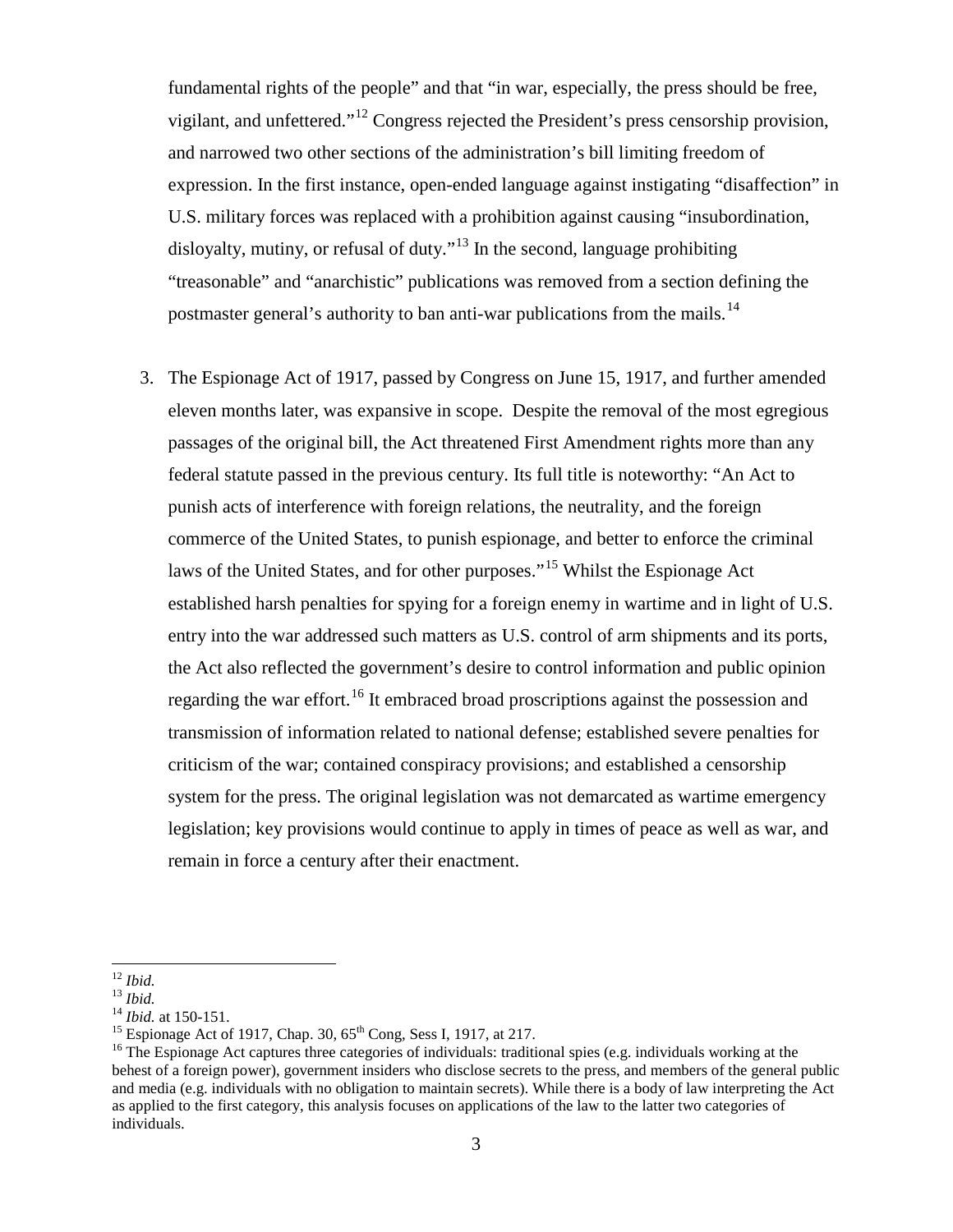fundamental rights of the people" and that "in war, especially, the press should be free, vigilant, and unfettered."[12] Congress rejected the President's press censorship provision, and narrowed two other sections of the administration's bill limiting freedom of expression. In the first instance, open-ended language against instigating "disaffection" in U.S. military forces was replaced with a prohibition against causing "insubordination, disloyalty, mutiny, or refusal of duty."[13] In the second, language prohibiting "treasonable" and "anarchistic" publications was removed from a section defining the postmaster general's authority to ban anti-war publications from the mails.[14]

3. The Espionage Act of 1917, passed by Congress on June 15, 1917, and further amended eleven months later, was expansive in scope. Despite the removal of the most egregious passages of the original bill, the Act threatened First Amendment rights more than any federal statute passed in the previous century. Its full title is noteworthy: "An Act to punish acts of interference with foreign relations, the neutrality, and the foreign commerce of the United States, to punish espionage, and better to enforce the criminal laws of the United States, and for other purposes."[15] Whilst the Espionage Act established harsh penalties for spying for a foreign enemy in wartime and in light of U.S. entry into the war addressed such matters as U.S. control of arm shipments and its ports, the Act also reflected the government's desire to control information and public opinion regarding the war effort.[16] It embraced broad proscriptions against the possession and transmission of information related to national defense; established severe penalties for criticism of the war; contained conspiracy provisions; and established a censorship system for the press. The original legislation was not demarcated as wartime emergency legislation; key provisions would continue to apply in times of peace as well as war, and remain in force a century after their enactment.

---

[12] *Ibid.*

[13] *Ibid.*

[14] *Ibid.* at 150-151.

[15] Espionage Act of 1917, Chap. 30, 65th Cong, Sess I, 1917, at 217.

[16] The Espionage Act captures three categories of individuals: traditional spies (e.g. individuals working at the behest of a foreign power), government insiders who disclose secrets to the press, and members of the general public and media (e.g. individuals with no obligation to maintain secrets). While there is a body of law interpreting the Act as applied to the first category, this analysis focuses on applications of the law to the latter two categories of individuals.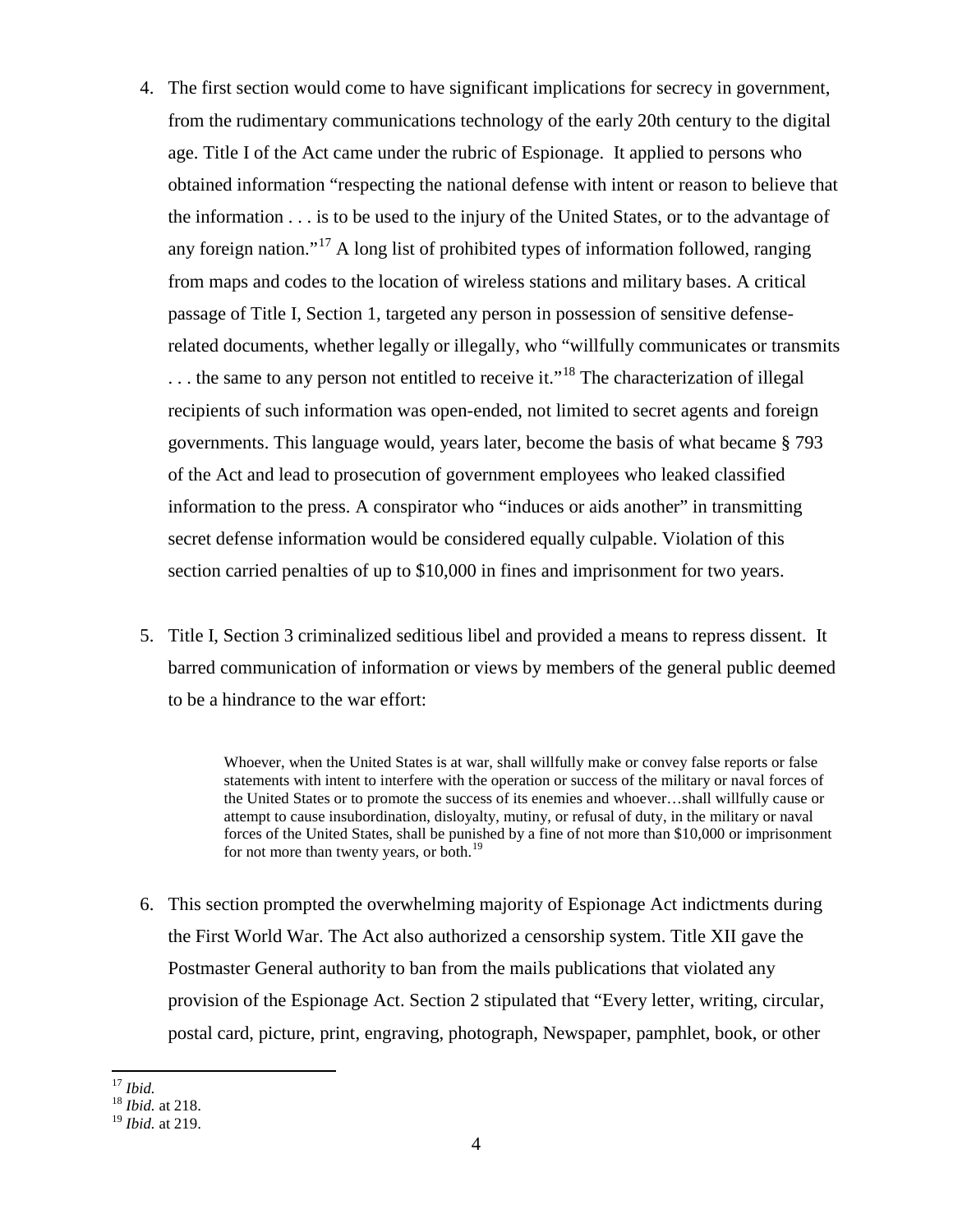4. The first section would come to have significant implications for secrecy in government, from the rudimentary communications technology of the early 20th century to the digital age. Title I of the Act came under the rubric of Espionage. It applied to persons who obtained information "respecting the national defense with intent or reason to believe that the information . . . is to be used to the injury of the United States, or to the advantage of any foreign nation."[17] A long list of prohibited types of information followed, ranging from maps and codes to the location of wireless stations and military bases. A critical passage of Title I, Section 1, targeted any person in possession of sensitive defense-related documents, whether legally or illegally, who "willfully communicates or transmits . . . the same to any person not entitled to receive it."[18] The characterization of illegal recipients of such information was open-ended, not limited to secret agents and foreign governments. This language would, years later, become the basis of what became § 793 of the Act and lead to prosecution of government employees who leaked classified information to the press. A conspirator who "induces or aids another" in transmitting secret defense information would be considered equally culpable. Violation of this section carried penalties of up to $10,000 in fines and imprisonment for two years.

5. Title I, Section 3 criminalized seditious libel and provided a means to repress dissent. It barred communication of information or views by members of the general public deemed to be a hindrance to the war effort:

> Whoever, when the United States is at war, shall willfully make or convey false reports or false statements with intent to interfere with the operation or success of the military or naval forces of the United States or to promote the success of its enemies and whoever…shall willfully cause or attempt to cause insubordination, disloyalty, mutiny, or refusal of duty, in the military or naval forces of the United States, shall be punished by a fine of not more than $10,000 or imprisonment for not more than twenty years, or both.[19]

6. This section prompted the overwhelming majority of Espionage Act indictments during the First World War. The Act also authorized a censorship system. Title XII gave the Postmaster General authority to ban from the mails publications that violated any provision of the Espionage Act. Section 2 stipulated that "Every letter, writing, circular, postal card, picture, print, engraving, photograph, Newspaper, pamphlet, book, or other

---

[17] *Ibid.*

[18] *Ibid.* at 218.

[19] *Ibid.* at 219.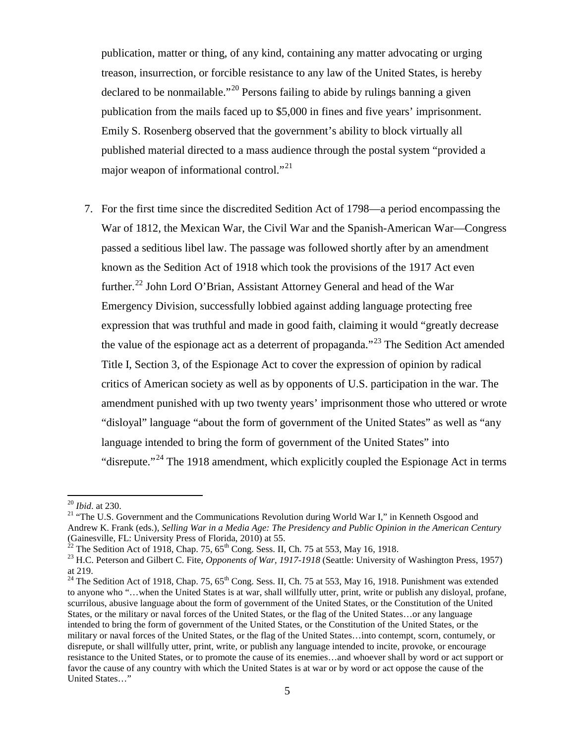publication, matter or thing, of any kind, containing any matter advocating or urging treason, insurrection, or forcible resistance to any law of the United States, is hereby declared to be nonmailable."[20] Persons failing to abide by rulings banning a given publication from the mails faced up to $5,000 in fines and five years' imprisonment. Emily S. Rosenberg observed that the government's ability to block virtually all published material directed to a mass audience through the postal system "provided a major weapon of informational control."[21]

7. For the first time since the discredited Sedition Act of 1798—a period encompassing the War of 1812, the Mexican War, the Civil War and the Spanish-American War—Congress passed a seditious libel law. The passage was followed shortly after by an amendment known as the Sedition Act of 1918 which took the provisions of the 1917 Act even further.[22] John Lord O'Brian, Assistant Attorney General and head of the War Emergency Division, successfully lobbied against adding language protecting free expression that was truthful and made in good faith, claiming it would "greatly decrease the value of the espionage act as a deterrent of propaganda."[23] The Sedition Act amended Title I, Section 3, of the Espionage Act to cover the expression of opinion by radical critics of American society as well as by opponents of U.S. participation in the war. The amendment punished with up two twenty years' imprisonment those who uttered or wrote "disloyal" language "about the form of government of the United States" as well as "any language intended to bring the form of government of the United States" into "disrepute."[24] The 1918 amendment, which explicitly coupled the Espionage Act in terms

---

[20] *Ibid*. at 230.

[21] "The U.S. Government and the Communications Revolution during World War I," in Kenneth Osgood and Andrew K. Frank (eds.), *Selling War in a Media Age: The Presidency and Public Opinion in the American Century* (Gainesville, FL: University Press of Florida, 2010) at 55.

[22] The Sedition Act of 1918, Chap. 75, 65th Cong. Sess. II, Ch. 75 at 553, May 16, 1918.

[23] H.C. Peterson and Gilbert C. Fite, *Opponents of War, 1917-1918* (Seattle: University of Washington Press, 1957) at 219.

[24] The Sedition Act of 1918, Chap. 75, 65th Cong. Sess. II, Ch. 75 at 553, May 16, 1918. Punishment was extended to anyone who "…when the United States is at war, shall willfully utter, print, write or publish any disloyal, profane, scurrilous, abusive language about the form of government of the United States, or the Constitution of the United States, or the military or naval forces of the United States, or the flag of the United States…or any language intended to bring the form of government of the United States, or the Constitution of the United States, or the military or naval forces of the United States, or the flag of the United States…into contempt, scorn, contumely, or disrepute, or shall willfully utter, print, write, or publish any language intended to incite, provoke, or encourage resistance to the United States, or to promote the cause of its enemies…and whoever shall by word or act support or favor the cause of any country with which the United States is at war or by word or act oppose the cause of the United States…"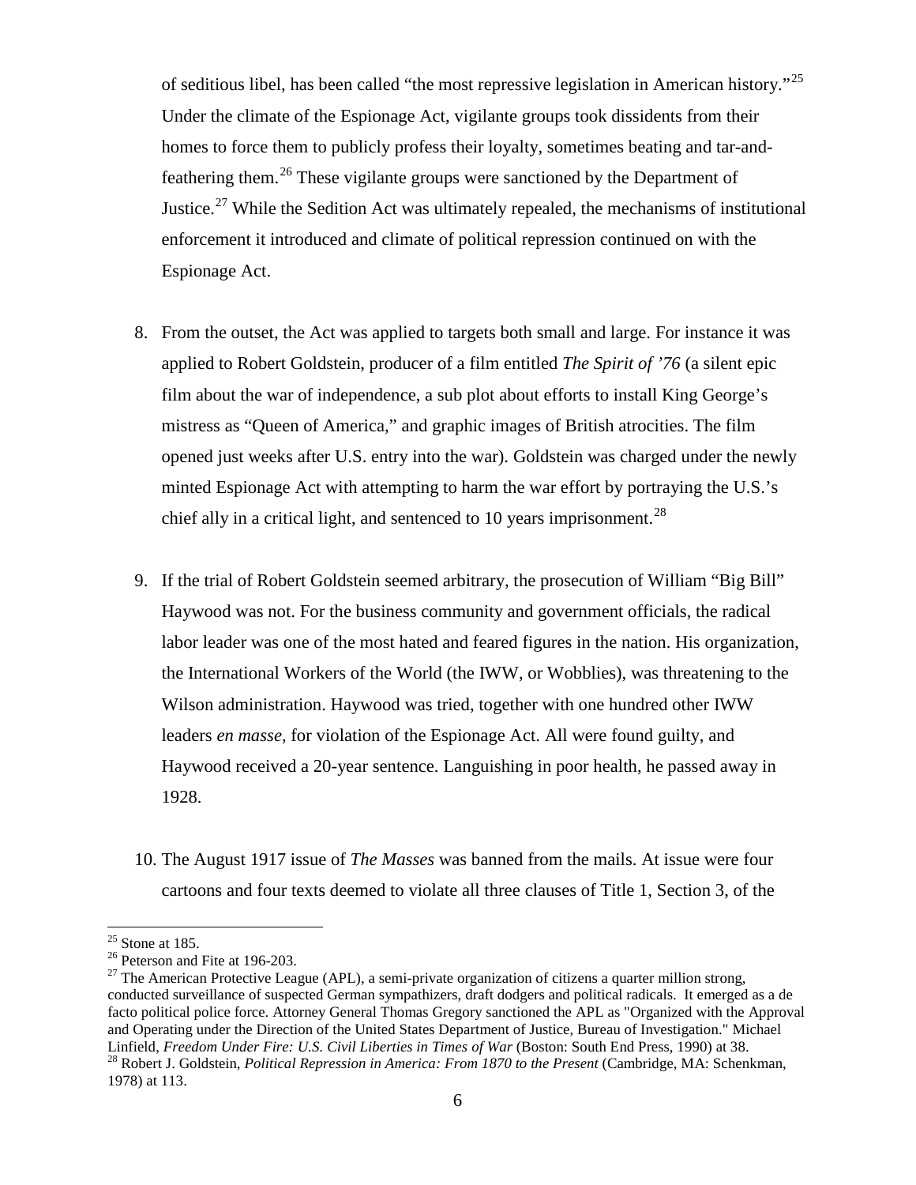of seditious libel, has been called "the most repressive legislation in American history."[25] Under the climate of the Espionage Act, vigilante groups took dissidents from their homes to force them to publicly profess their loyalty, sometimes beating and tar-and-feathering them.[26] These vigilante groups were sanctioned by the Department of Justice.[27] While the Sedition Act was ultimately repealed, the mechanisms of institutional enforcement it introduced and climate of political repression continued on with the Espionage Act.

8. From the outset, the Act was applied to targets both small and large. For instance it was applied to Robert Goldstein, producer of a film entitled *The Spirit of '76* (a silent epic film about the war of independence, a sub plot about efforts to install King George's mistress as "Queen of America," and graphic images of British atrocities. The film opened just weeks after U.S. entry into the war). Goldstein was charged under the newly minted Espionage Act with attempting to harm the war effort by portraying the U.S.'s chief ally in a critical light, and sentenced to 10 years imprisonment.[28]

9. If the trial of Robert Goldstein seemed arbitrary, the prosecution of William "Big Bill" Haywood was not. For the business community and government officials, the radical labor leader was one of the most hated and feared figures in the nation. His organization, the International Workers of the World (the IWW, or Wobblies), was threatening to the Wilson administration. Haywood was tried, together with one hundred other IWW leaders *en masse*, for violation of the Espionage Act. All were found guilty, and Haywood received a 20-year sentence. Languishing in poor health, he passed away in 1928.

10. The August 1917 issue of *The Masses* was banned from the mails. At issue were four cartoons and four texts deemed to violate all three clauses of Title 1, Section 3, of the

---

[25] Stone at 185.

[26] Peterson and Fite at 196-203.

[27] The American Protective League (APL), a semi-private organization of citizens a quarter million strong, conducted surveillance of suspected German sympathizers, draft dodgers and political radicals. It emerged as a de facto political police force. Attorney General Thomas Gregory sanctioned the APL as "Organized with the Approval and Operating under the Direction of the United States Department of Justice, Bureau of Investigation." Michael Linfield, *Freedom Under Fire: U.S. Civil Liberties in Times of War* (Boston: South End Press, 1990) at 38.

[28] Robert J. Goldstein, *Political Repression in America: From 1870 to the Present* (Cambridge, MA: Schenkman, 1978) at 113.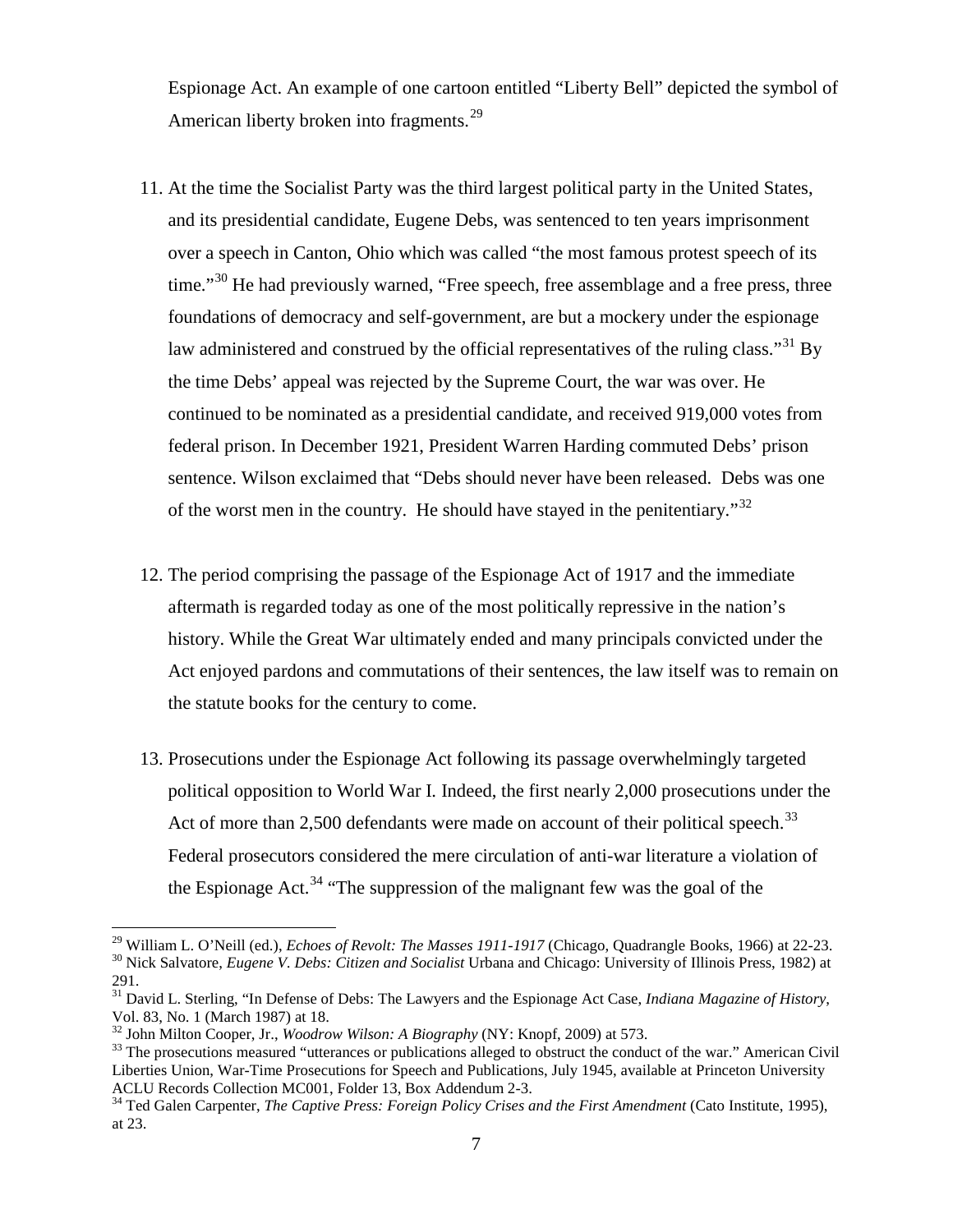Espionage Act. An example of one cartoon entitled "Liberty Bell" depicted the symbol of American liberty broken into fragments.[29]

11. At the time the Socialist Party was the third largest political party in the United States, and its presidential candidate, Eugene Debs, was sentenced to ten years imprisonment over a speech in Canton, Ohio which was called "the most famous protest speech of its time."[30] He had previously warned, "Free speech, free assemblage and a free press, three foundations of democracy and self-government, are but a mockery under the espionage law administered and construed by the official representatives of the ruling class."[31] By the time Debs' appeal was rejected by the Supreme Court, the war was over. He continued to be nominated as a presidential candidate, and received 919,000 votes from federal prison. In December 1921, President Warren Harding commuted Debs' prison sentence. Wilson exclaimed that "Debs should never have been released. Debs was one of the worst men in the country. He should have stayed in the penitentiary."[32]

12. The period comprising the passage of the Espionage Act of 1917 and the immediate aftermath is regarded today as one of the most politically repressive in the nation's history. While the Great War ultimately ended and many principals convicted under the Act enjoyed pardons and commutations of their sentences, the law itself was to remain on the statute books for the century to come.

13. Prosecutions under the Espionage Act following its passage overwhelmingly targeted political opposition to World War I. Indeed, the first nearly 2,000 prosecutions under the Act of more than 2,500 defendants were made on account of their political speech.[33] Federal prosecutors considered the mere circulation of anti-war literature a violation of the Espionage Act.[34] "The suppression of the malignant few was the goal of the

---

[29] William L. O'Neill (ed.), *Echoes of Revolt: The Masses 1911-1917* (Chicago, Quadrangle Books, 1966) at 22-23.

[30] Nick Salvatore, *Eugene V. Debs: Citizen and Socialist* Urbana and Chicago: University of Illinois Press, 1982) at 291.

[31] David L. Sterling, "In Defense of Debs: The Lawyers and the Espionage Act Case, *Indiana Magazine of History*, Vol. 83, No. 1 (March 1987) at 18.

[32] John Milton Cooper, Jr., *Woodrow Wilson: A Biography* (NY: Knopf, 2009) at 573.

[33] The prosecutions measured "utterances or publications alleged to obstruct the conduct of the war." American Civil Liberties Union, War-Time Prosecutions for Speech and Publications, July 1945, available at Princeton University ACLU Records Collection MC001, Folder 13, Box Addendum 2-3.

[34] Ted Galen Carpenter, *The Captive Press: Foreign Policy Crises and the First Amendment* (Cato Institute, 1995), at 23.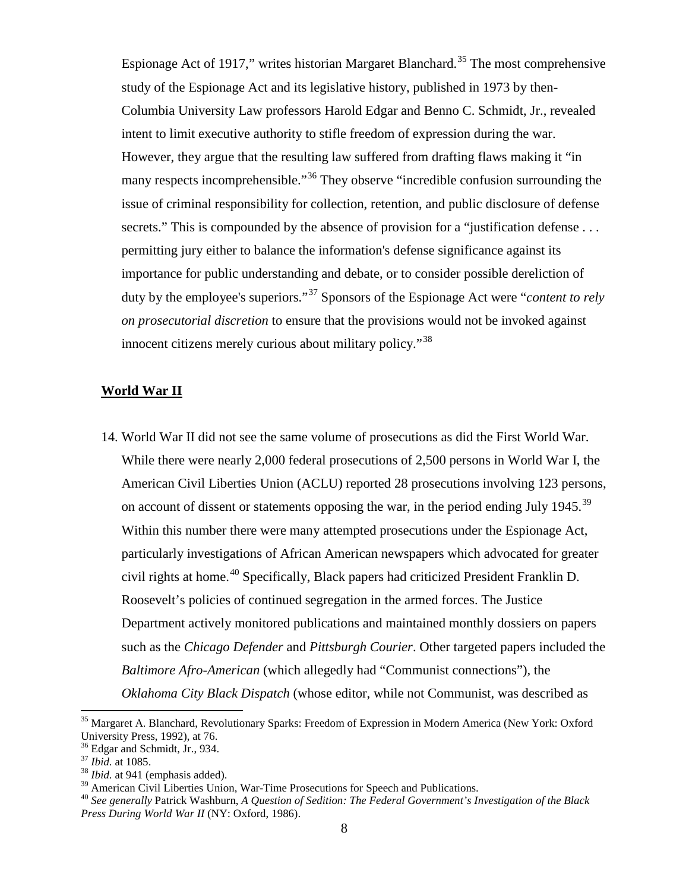Espionage Act of 1917," writes historian Margaret Blanchard.[35] The most comprehensive study of the Espionage Act and its legislative history, published in 1973 by then-Columbia University Law professors Harold Edgar and Benno C. Schmidt, Jr., revealed intent to limit executive authority to stifle freedom of expression during the war. However, they argue that the resulting law suffered from drafting flaws making it "in many respects incomprehensible."[36] They observe "incredible confusion surrounding the issue of criminal responsibility for collection, retention, and public disclosure of defense secrets." This is compounded by the absence of provision for a "justification defense . . . permitting jury either to balance the information's defense significance against its importance for public understanding and debate, or to consider possible dereliction of duty by the employee's superiors."[37] Sponsors of the Espionage Act were "*content to rely on prosecutorial discretion* to ensure that the provisions would not be invoked against innocent citizens merely curious about military policy."[38]

## World War II

14. World War II did not see the same volume of prosecutions as did the First World War. While there were nearly 2,000 federal prosecutions of 2,500 persons in World War I, the American Civil Liberties Union (ACLU) reported 28 prosecutions involving 123 persons, on account of dissent or statements opposing the war, in the period ending July 1945.[39] Within this number there were many attempted prosecutions under the Espionage Act, particularly investigations of African American newspapers which advocated for greater civil rights at home.[40] Specifically, Black papers had criticized President Franklin D. Roosevelt's policies of continued segregation in the armed forces. The Justice Department actively monitored publications and maintained monthly dossiers on papers such as the *Chicago Defender* and *Pittsburgh Courier*. Other targeted papers included the *Baltimore Afro-American* (which allegedly had "Communist connections"), the *Oklahoma City Black Dispatch* (whose editor, while not Communist, was described as

---

[35] Margaret A. Blanchard, Revolutionary Sparks: Freedom of Expression in Modern America (New York: Oxford University Press, 1992), at 76.

[36] Edgar and Schmidt, Jr., 934.

[37] *Ibid.* at 1085.

[38] *Ibid.* at 941 (emphasis added).

[39] American Civil Liberties Union, War-Time Prosecutions for Speech and Publications.

[40] *See generally* Patrick Washburn, *A Question of Sedition: The Federal Government's Investigation of the Black Press During World War II* (NY: Oxford, 1986).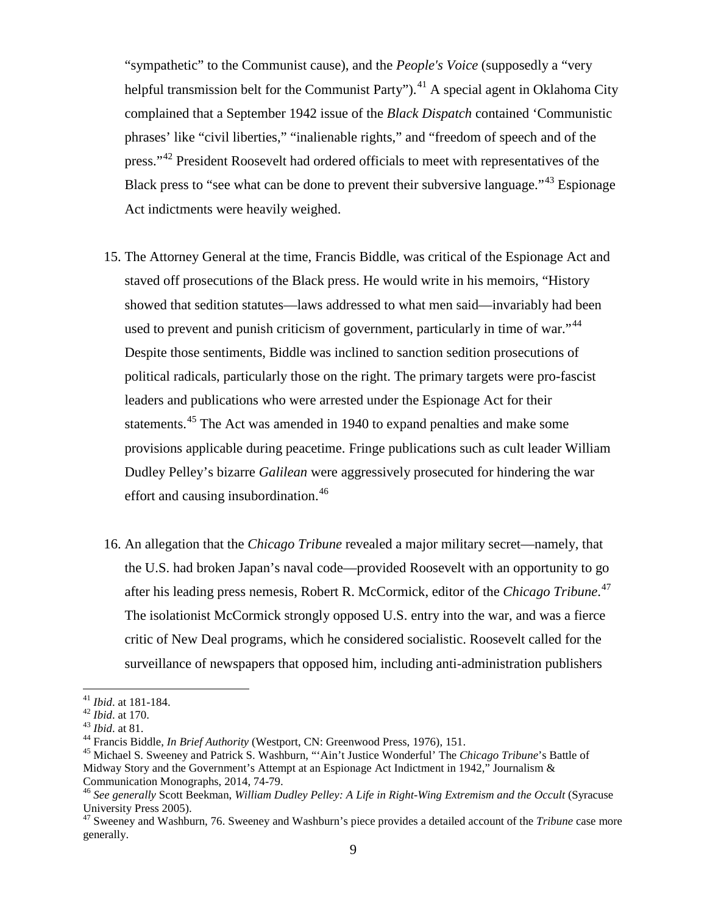"sympathetic" to the Communist cause), and the *People's Voice* (supposedly a "very helpful transmission belt for the Communist Party").[41] A special agent in Oklahoma City complained that a September 1942 issue of the *Black Dispatch* contained 'Communistic phrases' like "civil liberties," "inalienable rights," and "freedom of speech and of the press."[42] President Roosevelt had ordered officials to meet with representatives of the Black press to "see what can be done to prevent their subversive language."[43] Espionage Act indictments were heavily weighed.

15. The Attorney General at the time, Francis Biddle, was critical of the Espionage Act and staved off prosecutions of the Black press. He would write in his memoirs, "History showed that sedition statutes—laws addressed to what men said—invariably had been used to prevent and punish criticism of government, particularly in time of war."[44] Despite those sentiments, Biddle was inclined to sanction sedition prosecutions of political radicals, particularly those on the right. The primary targets were pro-fascist leaders and publications who were arrested under the Espionage Act for their statements.[45] The Act was amended in 1940 to expand penalties and make some provisions applicable during peacetime. Fringe publications such as cult leader William Dudley Pelley's bizarre *Galilean* were aggressively prosecuted for hindering the war effort and causing insubordination.[46]

16. An allegation that the *Chicago Tribune* revealed a major military secret—namely, that the U.S. had broken Japan's naval code—provided Roosevelt with an opportunity to go after his leading press nemesis, Robert R. McCormick, editor of the *Chicago Tribune*.[47] The isolationist McCormick strongly opposed U.S. entry into the war, and was a fierce critic of New Deal programs, which he considered socialistic. Roosevelt called for the surveillance of newspapers that opposed him, including anti-administration publishers

---

[41] *Ibid*. at 181-184.

[42] *Ibid*. at 170.

[43] *Ibid*. at 81.

[44] Francis Biddle, *In Brief Authority* (Westport, CN: Greenwood Press, 1976), 151.

[45] Michael S. Sweeney and Patrick S. Washburn, "'Ain't Justice Wonderful' The *Chicago Tribune*'s Battle of Midway Story and the Government's Attempt at an Espionage Act Indictment in 1942," Journalism & Communication Monographs, 2014, 74-79.

[46] *See generally* Scott Beekman, *William Dudley Pelley: A Life in Right-Wing Extremism and the Occult* (Syracuse University Press 2005).

[47] Sweeney and Washburn, 76. Sweeney and Washburn's piece provides a detailed account of the *Tribune* case more generally.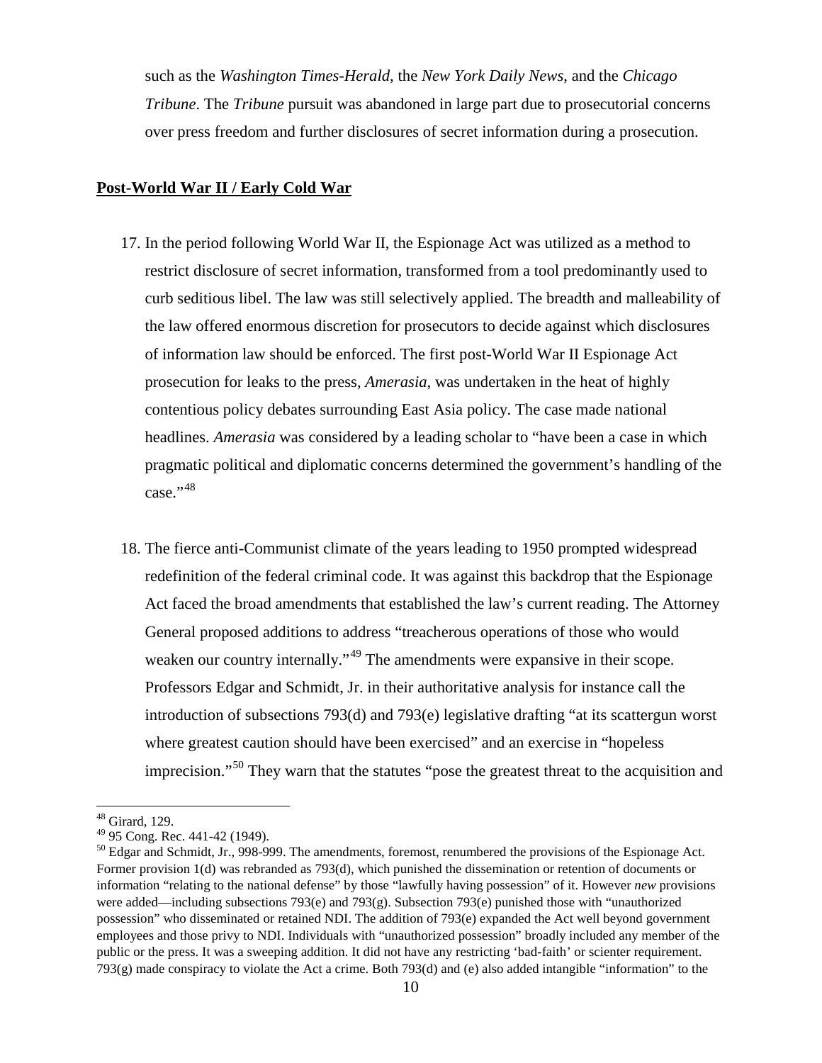such as the *Washington Times-Herald*, the *New York Daily News*, and the *Chicago Tribune*. The *Tribune* pursuit was abandoned in large part due to prosecutorial concerns over press freedom and further disclosures of secret information during a prosecution.

## Post-World War II / Early Cold War

17. In the period following World War II, the Espionage Act was utilized as a method to restrict disclosure of secret information, transformed from a tool predominantly used to curb seditious libel. The law was still selectively applied. The breadth and malleability of the law offered enormous discretion for prosecutors to decide against which disclosures of information law should be enforced. The first post-World War II Espionage Act prosecution for leaks to the press, *Amerasia*, was undertaken in the heat of highly contentious policy debates surrounding East Asia policy. The case made national headlines. *Amerasia* was considered by a leading scholar to "have been a case in which pragmatic political and diplomatic concerns determined the government's handling of the case."[48]

18. The fierce anti-Communist climate of the years leading to 1950 prompted widespread redefinition of the federal criminal code. It was against this backdrop that the Espionage Act faced the broad amendments that established the law's current reading. The Attorney General proposed additions to address "treacherous operations of those who would weaken our country internally."[49] The amendments were expansive in their scope. Professors Edgar and Schmidt, Jr. in their authoritative analysis for instance call the introduction of subsections 793(d) and 793(e) legislative drafting "at its scattergun worst where greatest caution should have been exercised" and an exercise in "hopeless imprecision."[50] They warn that the statutes "pose the greatest threat to the acquisition and

---

[48] Girard, 129.

[49] 95 Cong. Rec. 441-42 (1949).

[50] Edgar and Schmidt, Jr., 998-999. The amendments, foremost, renumbered the provisions of the Espionage Act. Former provision 1(d) was rebranded as 793(d), which punished the dissemination or retention of documents or information "relating to the national defense" by those "lawfully having possession" of it. However *new* provisions were added—including subsections 793(e) and 793(g). Subsection 793(e) punished those with "unauthorized possession" who disseminated or retained NDI. The addition of 793(e) expanded the Act well beyond government employees and those privy to NDI. Individuals with "unauthorized possession" broadly included any member of the public or the press. It was a sweeping addition. It did not have any restricting 'bad-faith' or scienter requirement. 793(g) made conspiracy to violate the Act a crime. Both 793(d) and (e) also added intangible "information" to the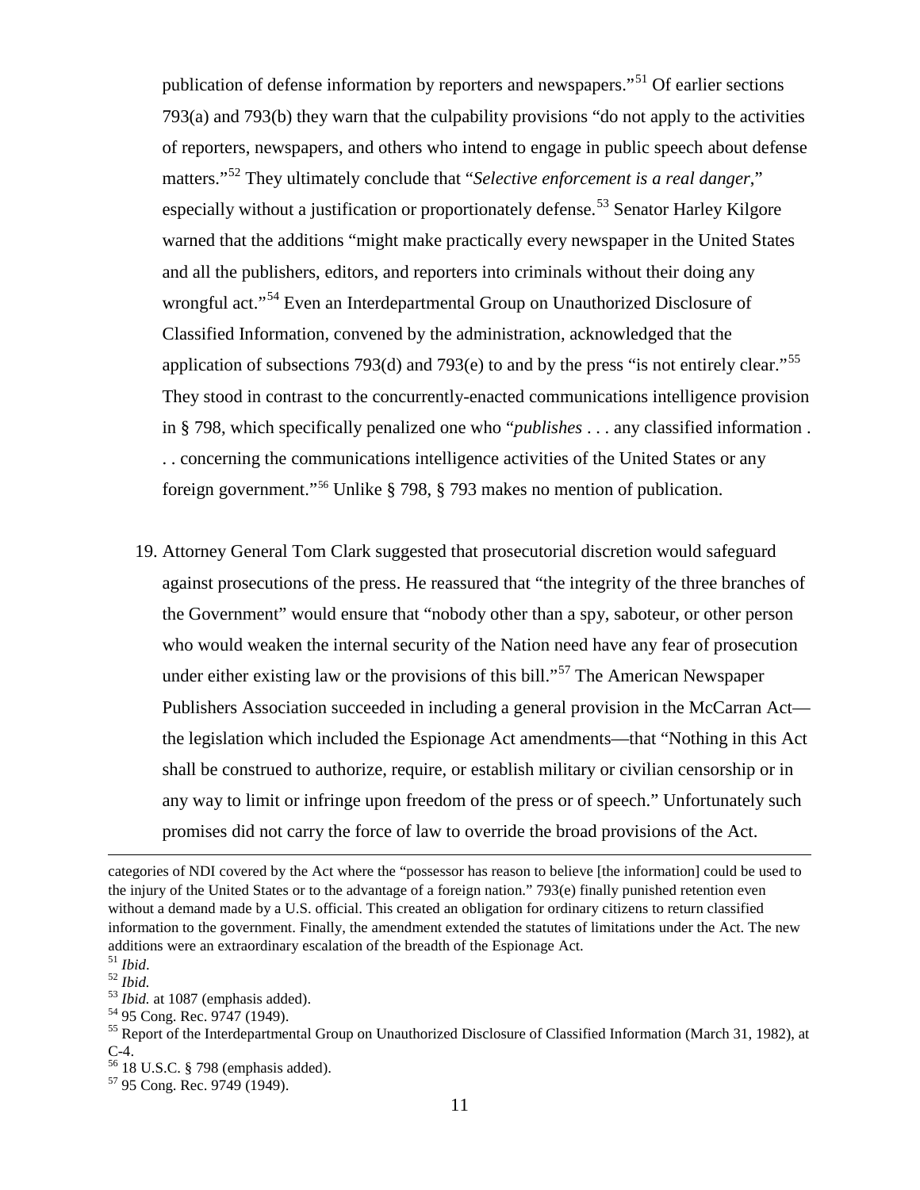publication of defense information by reporters and newspapers."[51] Of earlier sections 793(a) and 793(b) they warn that the culpability provisions "do not apply to the activities of reporters, newspapers, and others who intend to engage in public speech about defense matters."[52] They ultimately conclude that "*Selective enforcement is a real danger*," especially without a justification or proportionately defense.[53] Senator Harley Kilgore warned that the additions "might make practically every newspaper in the United States and all the publishers, editors, and reporters into criminals without their doing any wrongful act."[54] Even an Interdepartmental Group on Unauthorized Disclosure of Classified Information, convened by the administration, acknowledged that the application of subsections 793(d) and 793(e) to and by the press "is not entirely clear."[55] They stood in contrast to the concurrently-enacted communications intelligence provision in § 798, which specifically penalized one who "*publishes* . . . any classified information . . . concerning the communications intelligence activities of the United States or any foreign government."[56] Unlike § 798, § 793 makes no mention of publication.

19. Attorney General Tom Clark suggested that prosecutorial discretion would safeguard against prosecutions of the press. He reassured that "the integrity of the three branches of the Government" would ensure that "nobody other than a spy, saboteur, or other person who would weaken the internal security of the Nation need have any fear of prosecution under either existing law or the provisions of this bill."[57] The American Newspaper Publishers Association succeeded in including a general provision in the McCarran Act—the legislation which included the Espionage Act amendments—that "Nothing in this Act shall be construed to authorize, require, or establish military or civilian censorship or in any way to limit or infringe upon freedom of the press or of speech." Unfortunately such promises did not carry the force of law to override the broad provisions of the Act.

---

categories of NDI covered by the Act where the "possessor has reason to believe [the information] could be used to the injury of the United States or to the advantage of a foreign nation." 793(e) finally punished retention even without a demand made by a U.S. official. This created an obligation for ordinary citizens to return classified information to the government. Finally, the amendment extended the statutes of limitations under the Act. The new additions were an extraordinary escalation of the breadth of the Espionage Act.

[51] *Ibid*.

[52] *Ibid.*

[53] *Ibid.* at 1087 (emphasis added).

[54] 95 Cong. Rec. 9747 (1949).

[55] Report of the Interdepartmental Group on Unauthorized Disclosure of Classified Information (March 31, 1982), at C-4.

[56] 18 U.S.C. § 798 (emphasis added).

[57] 95 Cong. Rec. 9749 (1949).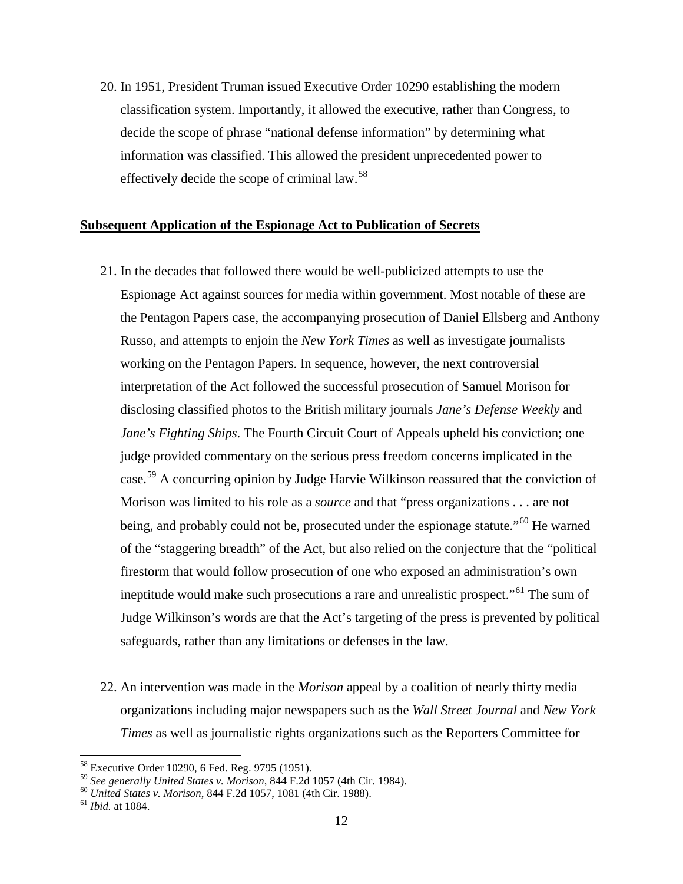20. In 1951, President Truman issued Executive Order 10290 establishing the modern classification system. Importantly, it allowed the executive, rather than Congress, to decide the scope of phrase "national defense information" by determining what information was classified. This allowed the president unprecedented power to effectively decide the scope of criminal law.[58]

**Subsequent Application of the Espionage Act to Publication of Secrets**

21. In the decades that followed there would be well-publicized attempts to use the Espionage Act against sources for media within government. Most notable of these are the Pentagon Papers case, the accompanying prosecution of Daniel Ellsberg and Anthony Russo, and attempts to enjoin the *New York Times* as well as investigate journalists working on the Pentagon Papers. In sequence, however, the next controversial interpretation of the Act followed the successful prosecution of Samuel Morison for disclosing classified photos to the British military journals *Jane's Defense Weekly* and *Jane's Fighting Ships*. The Fourth Circuit Court of Appeals upheld his conviction; one judge provided commentary on the serious press freedom concerns implicated in the case.[59] A concurring opinion by Judge Harvie Wilkinson reassured that the conviction of Morison was limited to his role as a *source* and that "press organizations . . . are not being, and probably could not be, prosecuted under the espionage statute."[60] He warned of the "staggering breadth" of the Act, but also relied on the conjecture that the "political firestorm that would follow prosecution of one who exposed an administration's own ineptitude would make such prosecutions a rare and unrealistic prospect."[61] The sum of Judge Wilkinson's words are that the Act's targeting of the press is prevented by political safeguards, rather than any limitations or defenses in the law.

22. An intervention was made in the *Morison* appeal by a coalition of nearly thirty media organizations including major newspapers such as the *Wall Street Journal* and *New York Times* as well as journalistic rights organizations such as the Reporters Committee for

---

[58] Executive Order 10290, 6 Fed. Reg. 9795 (1951).

[59] *See generally United States v. Morison*, 844 F.2d 1057 (4th Cir. 1984).

[60] *United States v. Morison*, 844 F.2d 1057, 1081 (4th Cir. 1988).

[61] *Ibid.* at 1084.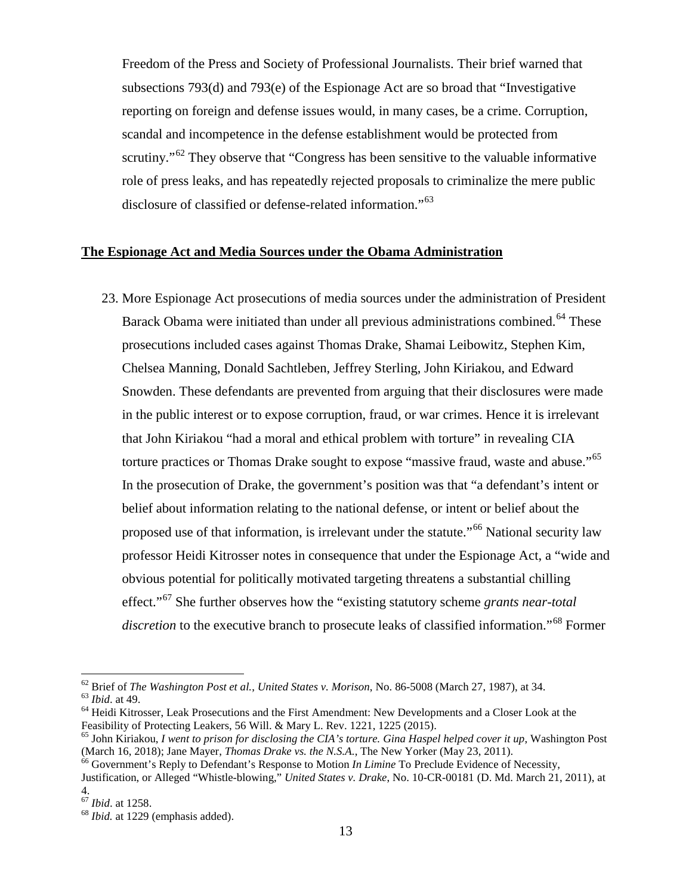Freedom of the Press and Society of Professional Journalists. Their brief warned that subsections 793(d) and 793(e) of the Espionage Act are so broad that "Investigative reporting on foreign and defense issues would, in many cases, be a crime. Corruption, scandal and incompetence in the defense establishment would be protected from scrutiny."[62] They observe that "Congress has been sensitive to the valuable informative role of press leaks, and has repeatedly rejected proposals to criminalize the mere public disclosure of classified or defense-related information."[63]

## **The Espionage Act and Media Sources under the Obama Administration**

23. More Espionage Act prosecutions of media sources under the administration of President Barack Obama were initiated than under all previous administrations combined.[64] These prosecutions included cases against Thomas Drake, Shamai Leibowitz, Stephen Kim, Chelsea Manning, Donald Sachtleben, Jeffrey Sterling, John Kiriakou, and Edward Snowden. These defendants are prevented from arguing that their disclosures were made in the public interest or to expose corruption, fraud, or war crimes. Hence it is irrelevant that John Kiriakou "had a moral and ethical problem with torture" in revealing CIA torture practices or Thomas Drake sought to expose "massive fraud, waste and abuse."[65] In the prosecution of Drake, the government's position was that "a defendant's intent or belief about information relating to the national defense, or intent or belief about the proposed use of that information, is irrelevant under the statute."[66] National security law professor Heidi Kitrosser notes in consequence that under the Espionage Act, a "wide and obvious potential for politically motivated targeting threatens a substantial chilling effect."[67] She further observes how the "existing statutory scheme *grants near-total discretion* to the executive branch to prosecute leaks of classified information."[68] Former

---

[62] Brief of *The Washington Post et al.*, *United States v. Morison*, No. 86-5008 (March 27, 1987), at 34.

[63] *Ibid*. at 49.

[64] Heidi Kitrosser, Leak Prosecutions and the First Amendment: New Developments and a Closer Look at the Feasibility of Protecting Leakers, 56 Will. & Mary L. Rev. 1221, 1225 (2015).

[65] John Kiriakou, *I went to prison for disclosing the CIA's torture. Gina Haspel helped cover it up*, Washington Post (March 16, 2018); Jane Mayer, *Thomas Drake vs. the N.S.A.*, The New Yorker (May 23, 2011).

[66] Government's Reply to Defendant's Response to Motion *In Limine* To Preclude Evidence of Necessity, Justification, or Alleged "Whistle-blowing," *United States v. Drake*, No. 10-CR-00181 (D. Md. March 21, 2011), at 4.

[67] *Ibid*. at 1258.

[68] *Ibid.* at 1229 (emphasis added).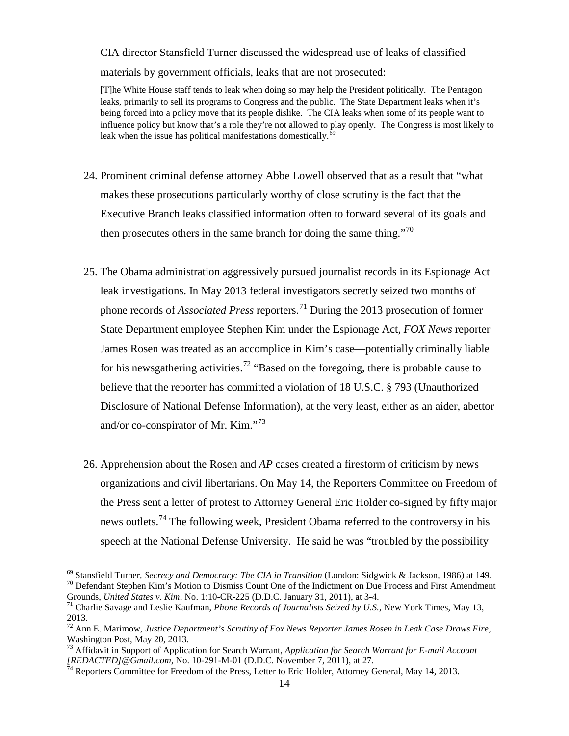CIA director Stansfield Turner discussed the widespread use of leaks of classified materials by government officials, leaks that are not prosecuted:

> [T]he White House staff tends to leak when doing so may help the President politically. The Pentagon leaks, primarily to sell its programs to Congress and the public. The State Department leaks when it's being forced into a policy move that its people dislike. The CIA leaks when some of its people want to influence policy but know that's a role they're not allowed to play openly. The Congress is most likely to leak when the issue has political manifestations domestically.[69]

24. Prominent criminal defense attorney Abbe Lowell observed that as a result that "what makes these prosecutions particularly worthy of close scrutiny is the fact that the Executive Branch leaks classified information often to forward several of its goals and then prosecutes others in the same branch for doing the same thing."[70]

25. The Obama administration aggressively pursued journalist records in its Espionage Act leak investigations. In May 2013 federal investigators secretly seized two months of phone records of *Associated Press* reporters.[71] During the 2013 prosecution of former State Department employee Stephen Kim under the Espionage Act, *FOX News* reporter James Rosen was treated as an accomplice in Kim's case—potentially criminally liable for his newsgathering activities.[72] "Based on the foregoing, there is probable cause to believe that the reporter has committed a violation of 18 U.S.C. § 793 (Unauthorized Disclosure of National Defense Information), at the very least, either as an aider, abettor and/or co-conspirator of Mr. Kim."[73]

26. Apprehension about the Rosen and *AP* cases created a firestorm of criticism by news organizations and civil libertarians. On May 14, the Reporters Committee on Freedom of the Press sent a letter of protest to Attorney General Eric Holder co-signed by fifty major news outlets.[74] The following week, President Obama referred to the controversy in his speech at the National Defense University. He said he was "troubled by the possibility

---

[69] Stansfield Turner, *Secrecy and Democracy: The CIA in Transition* (London: Sidgwick & Jackson, 1986) at 149.

[70] Defendant Stephen Kim's Motion to Dismiss Count One of the Indictment on Due Process and First Amendment Grounds, *United States v. Kim*, No. 1:10-CR-225 (D.D.C. January 31, 2011), at 3-4.

[71] Charlie Savage and Leslie Kaufman, *Phone Records of Journalists Seized by U.S.*, New York Times, May 13, 2013.

[72] Ann E. Marimow, *Justice Department's Scrutiny of Fox News Reporter James Rosen in Leak Case Draws Fire*, Washington Post, May 20, 2013.

[73] Affidavit in Support of Application for Search Warrant, *Application for Search Warrant for E-mail Account [REDACTED]@Gmail.com*, No. 10-291-M-01 (D.D.C. November 7, 2011), at 27.

[74] Reporters Committee for Freedom of the Press, Letter to Eric Holder, Attorney General, May 14, 2013.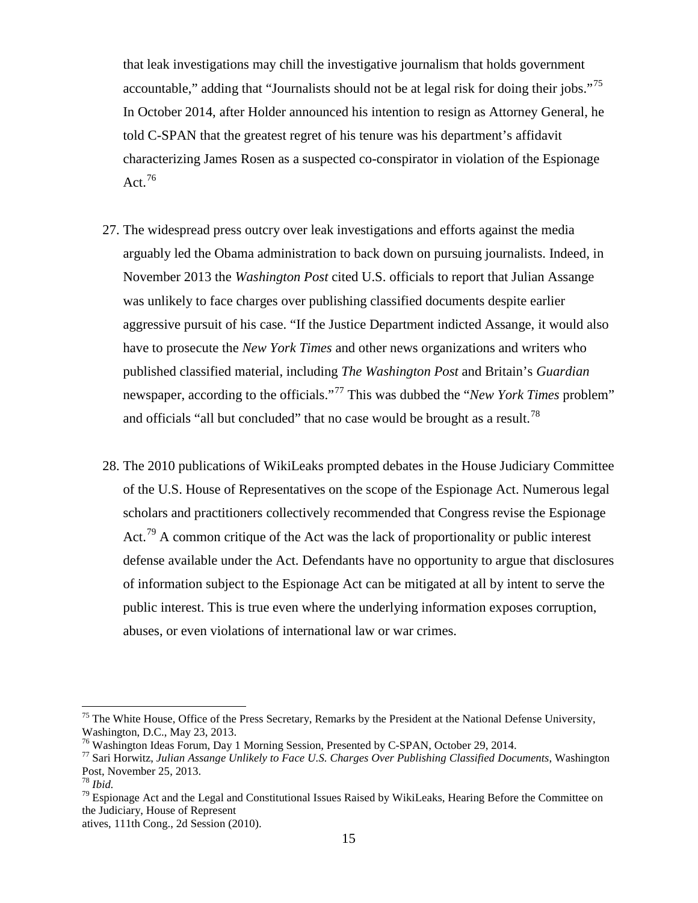that leak investigations may chill the investigative journalism that holds government accountable," adding that "Journalists should not be at legal risk for doing their jobs."[75] In October 2014, after Holder announced his intention to resign as Attorney General, he told C-SPAN that the greatest regret of his tenure was his department's affidavit characterizing James Rosen as a suspected co-conspirator in violation of the Espionage Act.[76]

27. The widespread press outcry over leak investigations and efforts against the media arguably led the Obama administration to back down on pursuing journalists. Indeed, in November 2013 the *Washington Post* cited U.S. officials to report that Julian Assange was unlikely to face charges over publishing classified documents despite earlier aggressive pursuit of his case. "If the Justice Department indicted Assange, it would also have to prosecute the *New York Times* and other news organizations and writers who published classified material, including *The Washington Post* and Britain's *Guardian* newspaper, according to the officials."[77] This was dubbed the "*New York Times* problem" and officials "all but concluded" that no case would be brought as a result.[78]

28. The 2010 publications of WikiLeaks prompted debates in the House Judiciary Committee of the U.S. House of Representatives on the scope of the Espionage Act. Numerous legal scholars and practitioners collectively recommended that Congress revise the Espionage Act.[79] A common critique of the Act was the lack of proportionality or public interest defense available under the Act. Defendants have no opportunity to argue that disclosures of information subject to the Espionage Act can be mitigated at all by intent to serve the public interest. This is true even where the underlying information exposes corruption, abuses, or even violations of international law or war crimes.

---

[75] The White House, Office of the Press Secretary, Remarks by the President at the National Defense University, Washington, D.C., May 23, 2013.

[76] Washington Ideas Forum, Day 1 Morning Session, Presented by C-SPAN, October 29, 2014.

[77] Sari Horwitz, *Julian Assange Unlikely to Face U.S. Charges Over Publishing Classified Documents,* Washington Post, November 25, 2013.

[78] *Ibid.*

[79] Espionage Act and the Legal and Constitutional Issues Raised by WikiLeaks, Hearing Before the Committee on the Judiciary, House of Represent
atives, 111th Cong., 2d Session (2010).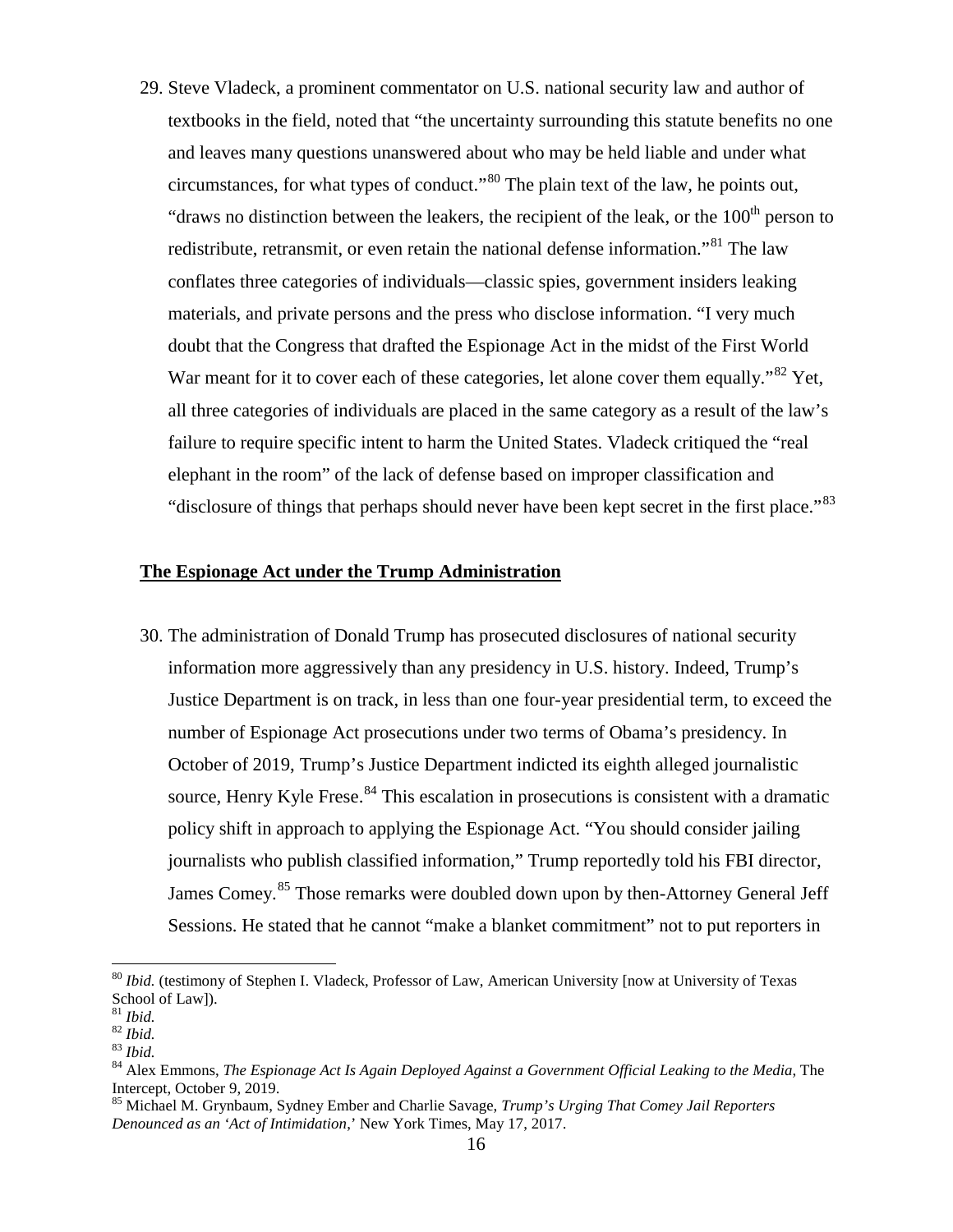29. Steve Vladeck, a prominent commentator on U.S. national security law and author of textbooks in the field, noted that "the uncertainty surrounding this statute benefits no one and leaves many questions unanswered about who may be held liable and under what circumstances, for what types of conduct."[80] The plain text of the law, he points out, "draws no distinction between the leakers, the recipient of the leak, or the 100th person to redistribute, retransmit, or even retain the national defense information."[81] The law conflates three categories of individuals—classic spies, government insiders leaking materials, and private persons and the press who disclose information. "I very much doubt that the Congress that drafted the Espionage Act in the midst of the First World War meant for it to cover each of these categories, let alone cover them equally."[82] Yet, all three categories of individuals are placed in the same category as a result of the law's failure to require specific intent to harm the United States. Vladeck critiqued the "real elephant in the room" of the lack of defense based on improper classification and "disclosure of things that perhaps should never have been kept secret in the first place."[83]

**The Espionage Act under the Trump Administration**

30. The administration of Donald Trump has prosecuted disclosures of national security information more aggressively than any presidency in U.S. history. Indeed, Trump's Justice Department is on track, in less than one four-year presidential term, to exceed the number of Espionage Act prosecutions under two terms of Obama's presidency. In October of 2019, Trump's Justice Department indicted its eighth alleged journalistic source, Henry Kyle Frese.[84] This escalation in prosecutions is consistent with a dramatic policy shift in approach to applying the Espionage Act. "You should consider jailing journalists who publish classified information," Trump reportedly told his FBI director, James Comey.[85] Those remarks were doubled down upon by then-Attorney General Jeff Sessions. He stated that he cannot "make a blanket commitment" not to put reporters in

---

[80] *Ibid.* (testimony of Stephen I. Vladeck, Professor of Law, American University [now at University of Texas School of Law]).

[81] *Ibid.*

[82] *Ibid.*

[83] *Ibid.*

[84] Alex Emmons, *The Espionage Act Is Again Deployed Against a Government Official Leaking to the Media*, The Intercept, October 9, 2019.

[85] Michael M. Grynbaum, Sydney Ember and Charlie Savage, *Trump's Urging That Comey Jail Reporters Denounced as an 'Act of Intimidation*,' New York Times, May 17, 2017.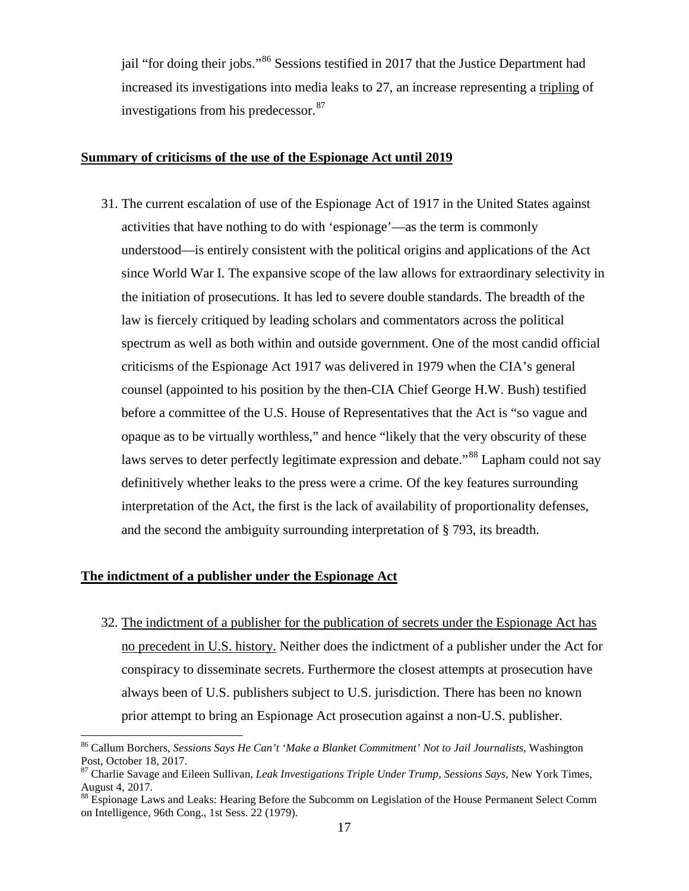jail "for doing their jobs."[86] Sessions testified in 2017 that the Justice Department had increased its investigations into media leaks to 27, an increase representing a <u>tripling</u> of investigations from his predecessor.[87]

## <u>**Summary of criticisms of the use of the Espionage Act until 2019**</u>

31. The current escalation of use of the Espionage Act of 1917 in the United States against activities that have nothing to do with 'espionage'—as the term is commonly understood—is entirely consistent with the political origins and applications of the Act since World War I. The expansive scope of the law allows for extraordinary selectivity in the initiation of prosecutions. It has led to severe double standards. The breadth of the law is fiercely critiqued by leading scholars and commentators across the political spectrum as well as both within and outside government. One of the most candid official criticisms of the Espionage Act 1917 was delivered in 1979 when the CIA's general counsel (appointed to his position by the then-CIA Chief George H.W. Bush) testified before a committee of the U.S. House of Representatives that the Act is "so vague and opaque as to be virtually worthless," and hence "likely that the very obscurity of these laws serves to deter perfectly legitimate expression and debate."[88] Lapham could not say definitively whether leaks to the press were a crime. Of the key features surrounding interpretation of the Act, the first is the lack of availability of proportionality defenses, and the second the ambiguity surrounding interpretation of § 793, its breadth.

## <u>**The indictment of a publisher under the Espionage Act**</u>

32. <u>The indictment of a publisher for the publication of secrets under the Espionage Act has no precedent in U.S. history.</u> Neither does the indictment of a publisher under the Act for conspiracy to disseminate secrets. Furthermore the closest attempts at prosecution have always been of U.S. publishers subject to U.S. jurisdiction. There has been no known prior attempt to bring an Espionage Act prosecution against a non-U.S. publisher.

---

[86] Callum Borchers, *Sessions Says He Can't 'Make a Blanket Commitment' Not to Jail Journalists*, Washington Post, October 18, 2017.

[87] Charlie Savage and Eileen Sullivan, *Leak Investigations Triple Under Trump, Sessions Says*, New York Times, August 4, 2017.

[88] Espionage Laws and Leaks: Hearing Before the Subcomm on Legislation of the House Permanent Select Comm on Intelligence, 96th Cong., 1st Sess. 22 (1979).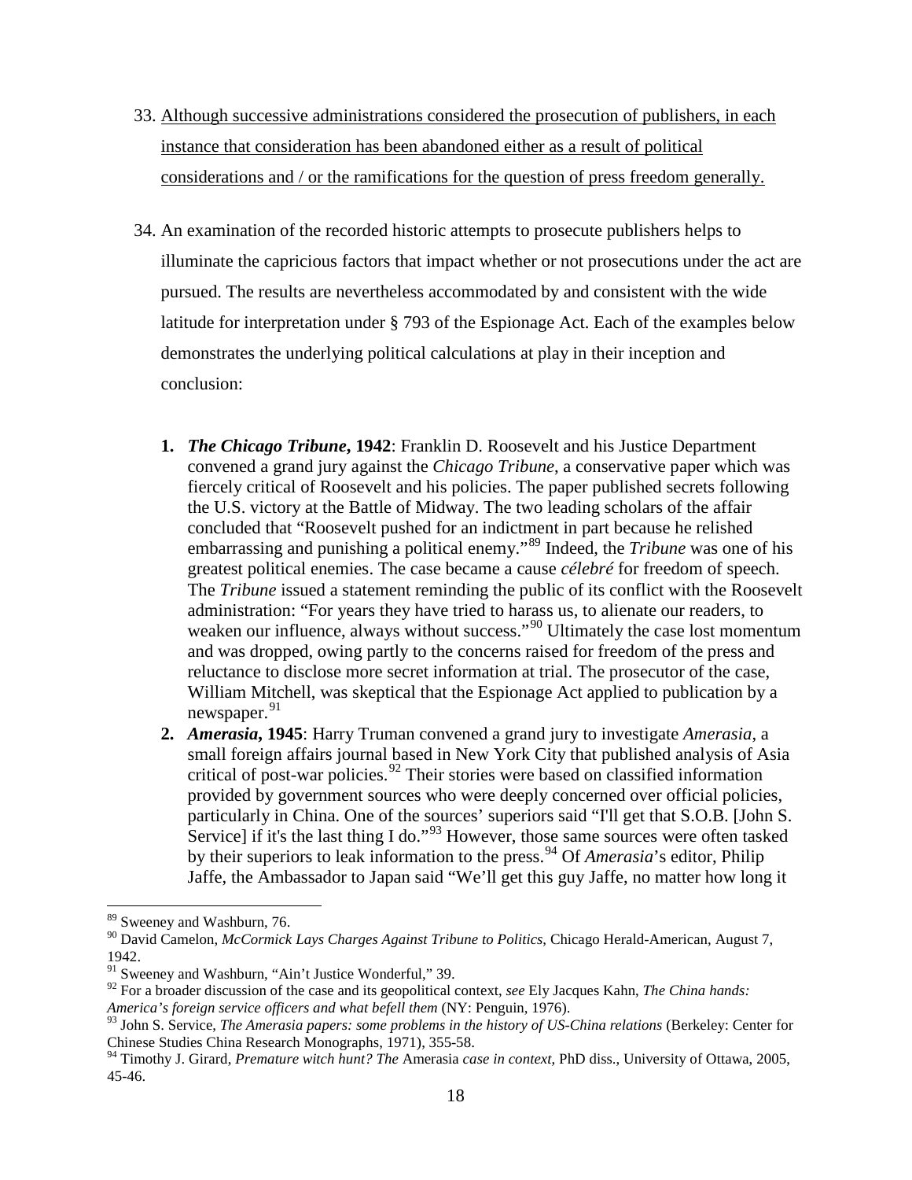33. <u>Although successive administrations considered the prosecution of publishers, in each instance that consideration has been abandoned either as a result of political considerations and / or the ramifications for the question of press freedom generally.</u>

34. An examination of the recorded historic attempts to prosecute publishers helps to illuminate the capricious factors that impact whether or not prosecutions under the act are pursued. The results are nevertheless accommodated by and consistent with the wide latitude for interpretation under § 793 of the Espionage Act. Each of the examples below demonstrates the underlying political calculations at play in their inception and conclusion:

   1. ***The Chicago Tribune*, 1942**: Franklin D. Roosevelt and his Justice Department convened a grand jury against the *Chicago Tribune*, a conservative paper which was fiercely critical of Roosevelt and his policies. The paper published secrets following the U.S. victory at the Battle of Midway. The two leading scholars of the affair concluded that "Roosevelt pushed for an indictment in part because he relished embarrassing and punishing a political enemy."[89] Indeed, the *Tribune* was one of his greatest political enemies. The case became a cause *célebré* for freedom of speech. The *Tribune* issued a statement reminding the public of its conflict with the Roosevelt administration: "For years they have tried to harass us, to alienate our readers, to weaken our influence, always without success."[90] Ultimately the case lost momentum and was dropped, owing partly to the concerns raised for freedom of the press and reluctance to disclose more secret information at trial. The prosecutor of the case, William Mitchell, was skeptical that the Espionage Act applied to publication by a newspaper.[91]
   2. ***Amerasia*, 1945**: Harry Truman convened a grand jury to investigate *Amerasia*, a small foreign affairs journal based in New York City that published analysis of Asia critical of post-war policies.[92] Their stories were based on classified information provided by government sources who were deeply concerned over official policies, particularly in China. One of the sources' superiors said "I'll get that S.O.B. [John S. Service] if it's the last thing I do."[93] However, those same sources were often tasked by their superiors to leak information to the press.[94] Of *Amerasia*'s editor, Philip Jaffe, the Ambassador to Japan said "We'll get this guy Jaffe, no matter how long it

---

[89] Sweeney and Washburn, 76.

[90] David Camelon, *McCormick Lays Charges Against Tribune to Politics*, Chicago Herald-American, August 7, 1942.

[91] Sweeney and Washburn, "Ain't Justice Wonderful," 39.

[92] For a broader discussion of the case and its geopolitical context, *see* Ely Jacques Kahn, *The China hands: America's foreign service officers and what befell them* (NY: Penguin, 1976).

[93] John S. Service, *The Amerasia papers: some problems in the history of US-China relations* (Berkeley: Center for Chinese Studies China Research Monographs, 1971), 355-58.

[94] Timothy J. Girard, *Premature witch hunt? The* Amerasia *case in context*, PhD diss., University of Ottawa, 2005, 45-46.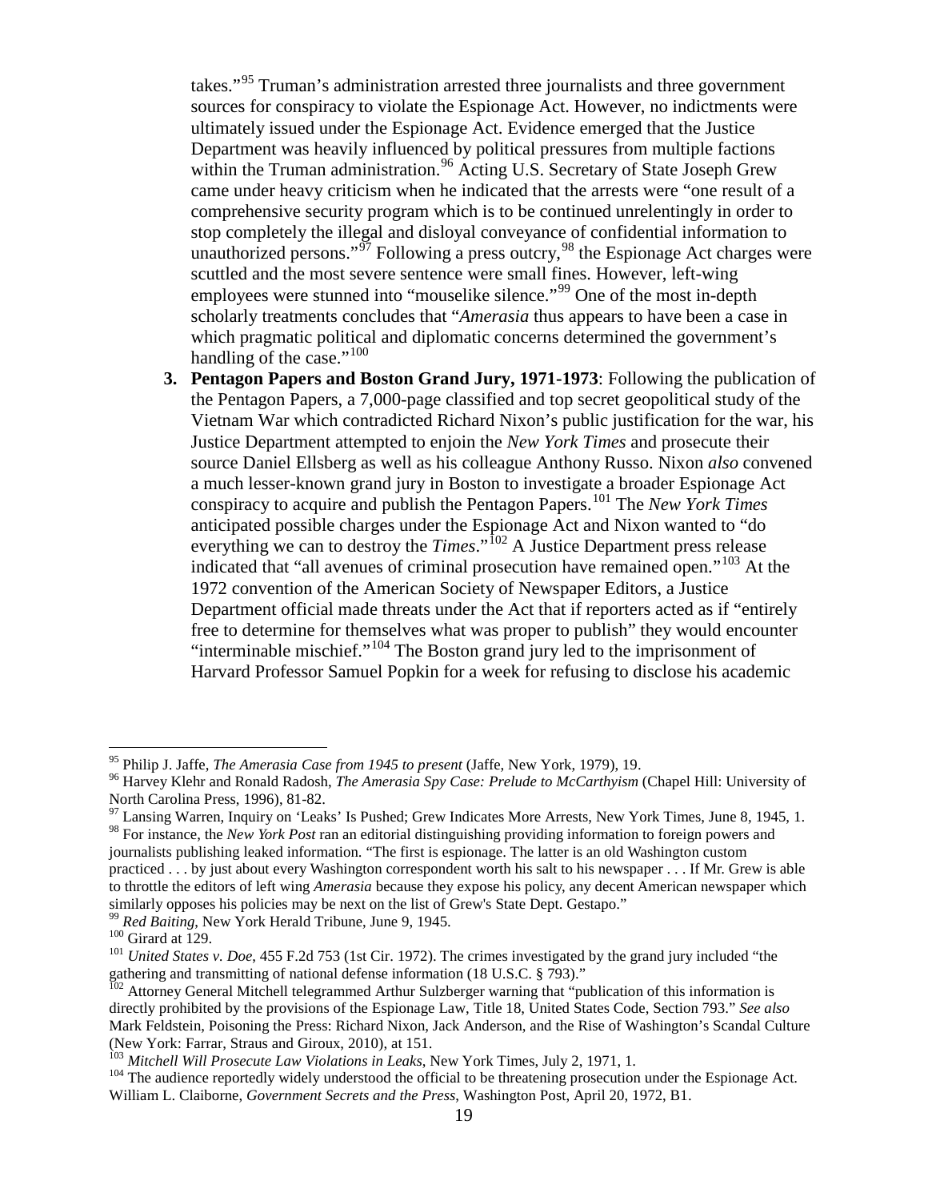takes."[95] Truman's administration arrested three journalists and three government sources for conspiracy to violate the Espionage Act. However, no indictments were ultimately issued under the Espionage Act. Evidence emerged that the Justice Department was heavily influenced by political pressures from multiple factions within the Truman administration.[96] Acting U.S. Secretary of State Joseph Grew came under heavy criticism when he indicated that the arrests were "one result of a comprehensive security program which is to be continued unrelentingly in order to stop completely the illegal and disloyal conveyance of confidential information to unauthorized persons."[97] Following a press outcry,[98] the Espionage Act charges were scuttled and the most severe sentence were small fines. However, left-wing employees were stunned into "mouselike silence."[99] One of the most in-depth scholarly treatments concludes that "*Amerasia* thus appears to have been a case in which pragmatic political and diplomatic concerns determined the government's handling of the case."[100]

3. **Pentagon Papers and Boston Grand Jury, 1971-1973**: Following the publication of the Pentagon Papers, a 7,000-page classified and top secret geopolitical study of the Vietnam War which contradicted Richard Nixon's public justification for the war, his Justice Department attempted to enjoin the *New York Times* and prosecute their source Daniel Ellsberg as well as his colleague Anthony Russo. Nixon *also* convened a much lesser-known grand jury in Boston to investigate a broader Espionage Act conspiracy to acquire and publish the Pentagon Papers.[101] The *New York Times* anticipated possible charges under the Espionage Act and Nixon wanted to "do everything we can to destroy the *Times*."[102] A Justice Department press release indicated that "all avenues of criminal prosecution have remained open."[103] At the 1972 convention of the American Society of Newspaper Editors, a Justice Department official made threats under the Act that if reporters acted as if "entirely free to determine for themselves what was proper to publish" they would encounter "interminable mischief."[104] The Boston grand jury led to the imprisonment of Harvard Professor Samuel Popkin for a week for refusing to disclose his academic

---

[95] Philip J. Jaffe, *The Amerasia Case from 1945 to present* (Jaffe, New York, 1979), 19.

[96] Harvey Klehr and Ronald Radosh, *The Amerasia Spy Case: Prelude to McCarthyism* (Chapel Hill: University of North Carolina Press, 1996), 81-82.

[97] Lansing Warren, Inquiry on 'Leaks' Is Pushed; Grew Indicates More Arrests, New York Times, June 8, 1945, 1.

[98] For instance, the *New York Post* ran an editorial distinguishing providing information to foreign powers and journalists publishing leaked information. "The first is espionage. The latter is an old Washington custom practiced . . . by just about every Washington correspondent worth his salt to his newspaper . . . If Mr. Grew is able to throttle the editors of left wing *Amerasia* because they expose his policy, any decent American newspaper which similarly opposes his policies may be next on the list of Grew's State Dept. Gestapo."

[99] *Red Baiting*, New York Herald Tribune, June 9, 1945.

[100] Girard at 129.

[101] *United States v. Doe*, 455 F.2d 753 (1st Cir. 1972). The crimes investigated by the grand jury included "the gathering and transmitting of national defense information (18 U.S.C. § 793)."

[102] Attorney General Mitchell telegrammed Arthur Sulzberger warning that "publication of this information is directly prohibited by the provisions of the Espionage Law, Title 18, United States Code, Section 793." *See also* Mark Feldstein, Poisoning the Press: Richard Nixon, Jack Anderson, and the Rise of Washington's Scandal Culture (New York: Farrar, Straus and Giroux, 2010), at 151.

[103] *Mitchell Will Prosecute Law Violations in Leaks*, New York Times, July 2, 1971, 1.

[104] The audience reportedly widely understood the official to be threatening prosecution under the Espionage Act. William L. Claiborne, *Government Secrets and the Press*, Washington Post, April 20, 1972, B1.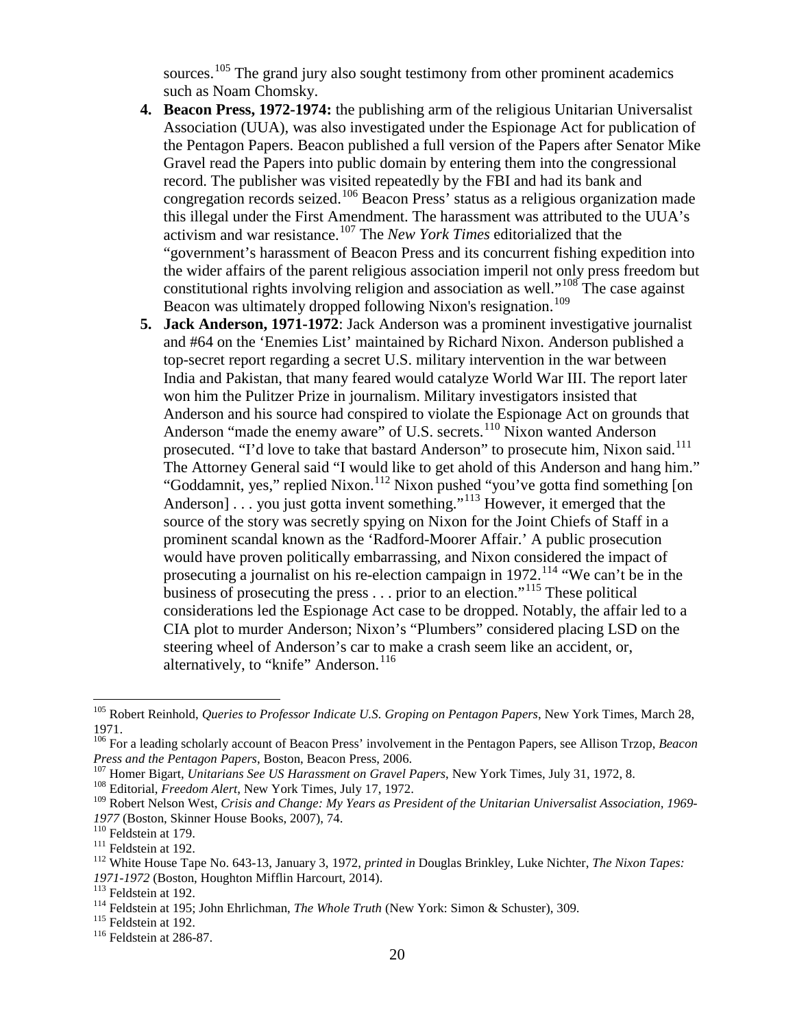sources.[105] The grand jury also sought testimony from other prominent academics such as Noam Chomsky.

4. **Beacon Press, 1972-1974:** the publishing arm of the religious Unitarian Universalist Association (UUA), was also investigated under the Espionage Act for publication of the Pentagon Papers. Beacon published a full version of the Papers after Senator Mike Gravel read the Papers into public domain by entering them into the congressional record. The publisher was visited repeatedly by the FBI and had its bank and congregation records seized.[106] Beacon Press' status as a religious organization made this illegal under the First Amendment. The harassment was attributed to the UUA's activism and war resistance.[107] The *New York Times* editorialized that the "government's harassment of Beacon Press and its concurrent fishing expedition into the wider affairs of the parent religious association imperil not only press freedom but constitutional rights involving religion and association as well."[108] The case against Beacon was ultimately dropped following Nixon's resignation.[109]

5. **Jack Anderson, 1971-1972**: Jack Anderson was a prominent investigative journalist and #64 on the 'Enemies List' maintained by Richard Nixon. Anderson published a top-secret report regarding a secret U.S. military intervention in the war between India and Pakistan, that many feared would catalyze World War III. The report later won him the Pulitzer Prize in journalism. Military investigators insisted that Anderson and his source had conspired to violate the Espionage Act on grounds that Anderson "made the enemy aware" of U.S. secrets.[110] Nixon wanted Anderson prosecuted. "I'd love to take that bastard Anderson" to prosecute him, Nixon said.[111] The Attorney General said "I would like to get ahold of this Anderson and hang him." "Goddamnit, yes," replied Nixon.[112] Nixon pushed "you've gotta find something [on Anderson] . . . you just gotta invent something."[113] However, it emerged that the source of the story was secretly spying on Nixon for the Joint Chiefs of Staff in a prominent scandal known as the 'Radford-Moorer Affair.' A public prosecution would have proven politically embarrassing, and Nixon considered the impact of prosecuting a journalist on his re-election campaign in 1972.[114] "We can't be in the business of prosecuting the press . . . prior to an election."[115] These political considerations led the Espionage Act case to be dropped. Notably, the affair led to a CIA plot to murder Anderson; Nixon's "Plumbers" considered placing LSD on the steering wheel of Anderson's car to make a crash seem like an accident, or, alternatively, to "knife" Anderson.[116]

---

[105] Robert Reinhold, *Queries to Professor Indicate U.S. Groping on Pentagon Papers*, New York Times, March 28, 1971.

[106] For a leading scholarly account of Beacon Press' involvement in the Pentagon Papers, see Allison Trzop, *Beacon Press and the Pentagon Papers*, Boston, Beacon Press, 2006.

[107] Homer Bigart, *Unitarians See US Harassment on Gravel Papers*, New York Times, July 31, 1972, 8.

[108] Editorial, *Freedom Alert*, New York Times, July 17, 1972.

[109] Robert Nelson West, *Crisis and Change: My Years as President of the Unitarian Universalist Association, 1969-1977* (Boston, Skinner House Books, 2007), 74.

[110] Feldstein at 179.

[111] Feldstein at 192.

[112] White House Tape No. 643-13, January 3, 1972, *printed in* Douglas Brinkley, Luke Nichter, *The Nixon Tapes: 1971-1972* (Boston, Houghton Mifflin Harcourt, 2014).

[113] Feldstein at 192.

[114] Feldstein at 195; John Ehrlichman, *The Whole Truth* (New York: Simon & Schuster), 309.

[115] Feldstein at 192.

[116] Feldstein at 286-87.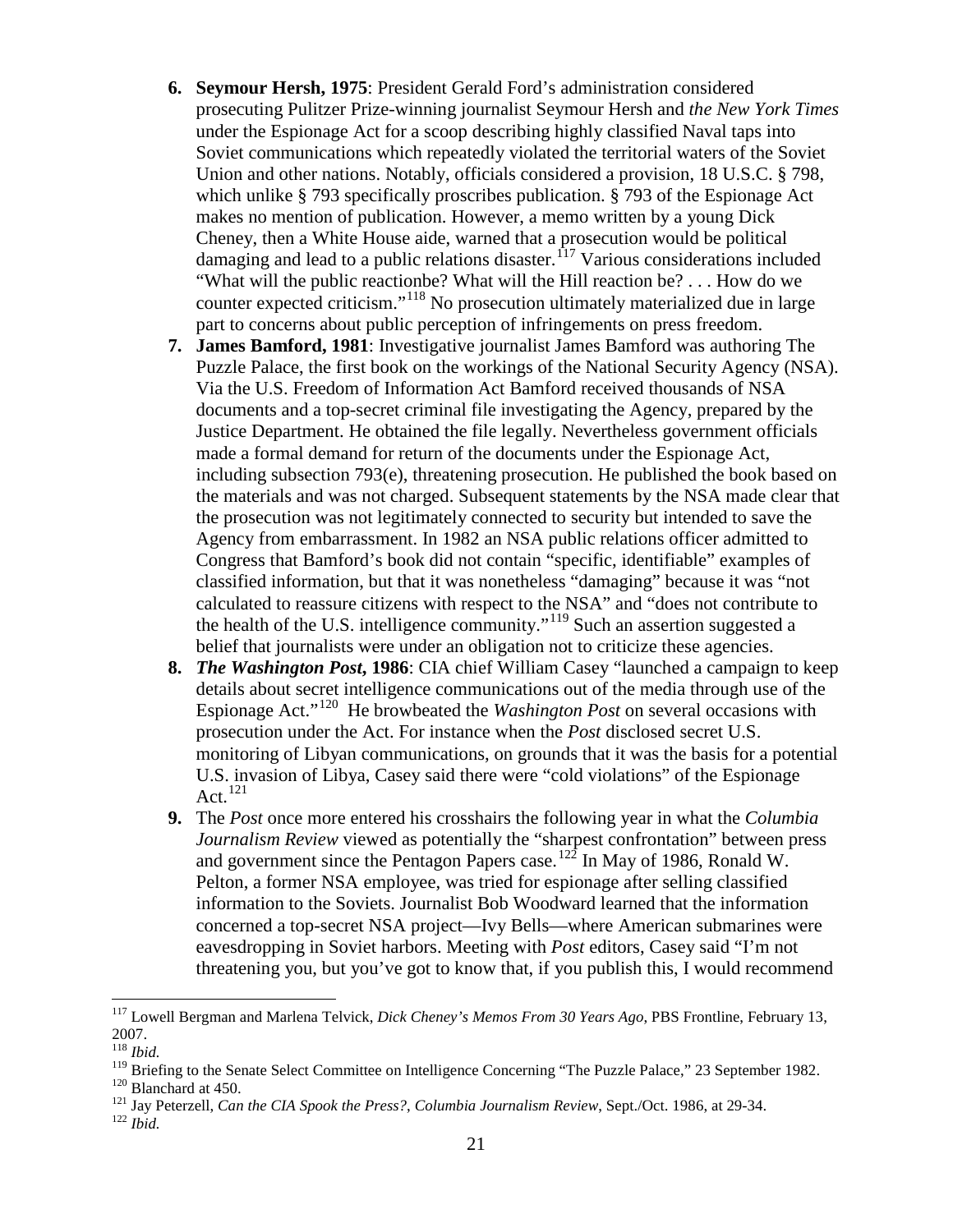6. **Seymour Hersh, 1975**: President Gerald Ford's administration considered prosecuting Pulitzer Prize-winning journalist Seymour Hersh and *the New York Times* under the Espionage Act for a scoop describing highly classified Naval taps into Soviet communications which repeatedly violated the territorial waters of the Soviet Union and other nations. Notably, officials considered a provision, 18 U.S.C. § 798, which unlike § 793 specifically proscribes publication. § 793 of the Espionage Act makes no mention of publication. However, a memo written by a young Dick Cheney, then a White House aide, warned that a prosecution would be political damaging and lead to a public relations disaster.[117] Various considerations included "What will the public reactionbe? What will the Hill reaction be? . . . How do we counter expected criticism."[118] No prosecution ultimately materialized due in large part to concerns about public perception of infringements on press freedom.
7. **James Bamford, 1981**: Investigative journalist James Bamford was authoring The Puzzle Palace, the first book on the workings of the National Security Agency (NSA). Via the U.S. Freedom of Information Act Bamford received thousands of NSA documents and a top-secret criminal file investigating the Agency, prepared by the Justice Department. He obtained the file legally. Nevertheless government officials made a formal demand for return of the documents under the Espionage Act, including subsection 793(e), threatening prosecution. He published the book based on the materials and was not charged. Subsequent statements by the NSA made clear that the prosecution was not legitimately connected to security but intended to save the Agency from embarrassment. In 1982 an NSA public relations officer admitted to Congress that Bamford's book did not contain "specific, identifiable" examples of classified information, but that it was nonetheless "damaging" because it was "not calculated to reassure citizens with respect to the NSA" and "does not contribute to the health of the U.S. intelligence community."[119] Such an assertion suggested a belief that journalists were under an obligation not to criticize these agencies.
8. ***The Washington Post*, 1986**: CIA chief William Casey "launched a campaign to keep details about secret intelligence communications out of the media through use of the Espionage Act."[120] He browbeated the *Washington Post* on several occasions with prosecution under the Act. For instance when the *Post* disclosed secret U.S. monitoring of Libyan communications, on grounds that it was the basis for a potential U.S. invasion of Libya, Casey said there were "cold violations" of the Espionage Act.[121]
9. The *Post* once more entered his crosshairs the following year in what the *Columbia Journalism Review* viewed as potentially the "sharpest confrontation" between press and government since the Pentagon Papers case.[122] In May of 1986, Ronald W. Pelton, a former NSA employee, was tried for espionage after selling classified information to the Soviets. Journalist Bob Woodward learned that the information concerned a top-secret NSA project—Ivy Bells—where American submarines were eavesdropping in Soviet harbors. Meeting with *Post* editors, Casey said "I'm not threatening you, but you've got to know that, if you publish this, I would recommend

---

[117] Lowell Bergman and Marlena Telvick, *Dick Cheney's Memos From 30 Years Ago*, PBS Frontline, February 13, 2007.

[118] *Ibid.*

[119] Briefing to the Senate Select Committee on Intelligence Concerning "The Puzzle Palace," 23 September 1982.

[120] Blanchard at 450.

[121] Jay Peterzell, *Can the CIA Spook the Press?*, *Columbia Journalism Review*, Sept./Oct. 1986, at 29-34.

[122] *Ibid.*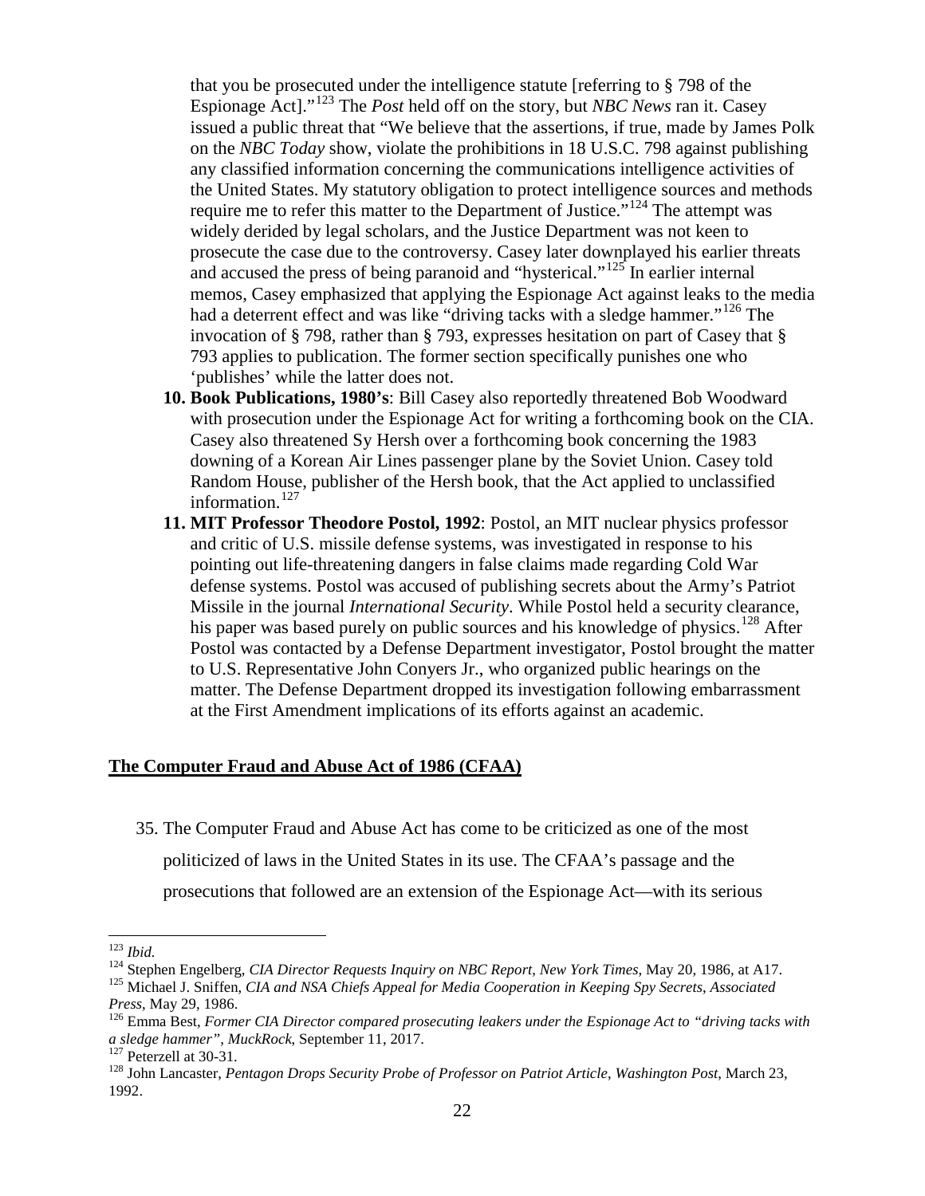that you be prosecuted under the intelligence statute [referring to § 798 of the Espionage Act]."[123] The *Post* held off on the story, but *NBC News* ran it. Casey issued a public threat that "We believe that the assertions, if true, made by James Polk on the *NBC Today* show, violate the prohibitions in 18 U.S.C. 798 against publishing any classified information concerning the communications intelligence activities of the United States. My statutory obligation to protect intelligence sources and methods require me to refer this matter to the Department of Justice."[124] The attempt was widely derided by legal scholars, and the Justice Department was not keen to prosecute the case due to the controversy. Casey later downplayed his earlier threats and accused the press of being paranoid and "hysterical."[125] In earlier internal memos, Casey emphasized that applying the Espionage Act against leaks to the media had a deterrent effect and was like "driving tacks with a sledge hammer."[126] The invocation of § 798, rather than § 793, expresses hesitation on part of Casey that § 793 applies to publication. The former section specifically punishes one who 'publishes' while the latter does not.

10. **Book Publications, 1980's**: Bill Casey also reportedly threatened Bob Woodward with prosecution under the Espionage Act for writing a forthcoming book on the CIA. Casey also threatened Sy Hersh over a forthcoming book concerning the 1983 downing of a Korean Air Lines passenger plane by the Soviet Union. Casey told Random House, publisher of the Hersh book, that the Act applied to unclassified information.[127]
11. **MIT Professor Theodore Postol, 1992**: Postol, an MIT nuclear physics professor and critic of U.S. missile defense systems, was investigated in response to his pointing out life-threatening dangers in false claims made regarding Cold War defense systems. Postol was accused of publishing secrets about the Army's Patriot Missile in the journal *International Security*. While Postol held a security clearance, his paper was based purely on public sources and his knowledge of physics.[128] After Postol was contacted by a Defense Department investigator, Postol brought the matter to U.S. Representative John Conyers Jr., who organized public hearings on the matter. The Defense Department dropped its investigation following embarrassment at the First Amendment implications of its efforts against an academic.

## The Computer Fraud and Abuse Act of 1986 (CFAA)

35. The Computer Fraud and Abuse Act has come to be criticized as one of the most politicized of laws in the United States in its use. The CFAA's passage and the prosecutions that followed are an extension of the Espionage Act—with its serious

---

[123] *Ibid.*

[124] Stephen Engelberg, *CIA Director Requests Inquiry on NBC Report*, *New York Times*, May 20, 1986, at A17.

[125] Michael J. Sniffen, *CIA and NSA Chiefs Appeal for Media Cooperation in Keeping Spy Secrets*, *Associated Press*, May 29, 1986.

[126] Emma Best, *Former CIA Director compared prosecuting leakers under the Espionage Act to "driving tacks with a sledge hammer"*, *MuckRock*, September 11, 2017.

[127] Peterzell at 30-31.

[128] John Lancaster, *Pentagon Drops Security Probe of Professor on Patriot Article*, *Washington Post*, March 23, 1992.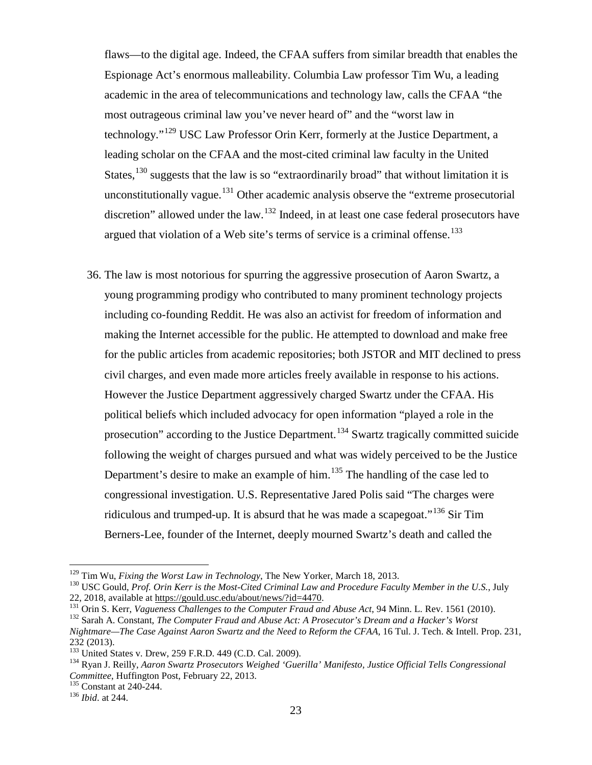flaws—to the digital age. Indeed, the CFAA suffers from similar breadth that enables the Espionage Act's enormous malleability. Columbia Law professor Tim Wu, a leading academic in the area of telecommunications and technology law, calls the CFAA "the most outrageous criminal law you've never heard of" and the "worst law in technology."[129] USC Law Professor Orin Kerr, formerly at the Justice Department, a leading scholar on the CFAA and the most-cited criminal law faculty in the United States,[130] suggests that the law is so "extraordinarily broad" that without limitation it is unconstitutionally vague.[131] Other academic analysis observe the "extreme prosecutorial discretion" allowed under the law.[132] Indeed, in at least one case federal prosecutors have argued that violation of a Web site's terms of service is a criminal offense.[133]

36. The law is most notorious for spurring the aggressive prosecution of Aaron Swartz, a young programming prodigy who contributed to many prominent technology projects including co-founding Reddit. He was also an activist for freedom of information and making the Internet accessible for the public. He attempted to download and make free for the public articles from academic repositories; both JSTOR and MIT declined to press civil charges, and even made more articles freely available in response to his actions. However the Justice Department aggressively charged Swartz under the CFAA. His political beliefs which included advocacy for open information "played a role in the prosecution" according to the Justice Department.[134] Swartz tragically committed suicide following the weight of charges pursued and what was widely perceived to be the Justice Department's desire to make an example of him.[135] The handling of the case led to congressional investigation. U.S. Representative Jared Polis said "The charges were ridiculous and trumped-up. It is absurd that he was made a scapegoat."[136] Sir Tim Berners-Lee, founder of the Internet, deeply mourned Swartz's death and called the

---

[129] Tim Wu, *Fixing the Worst Law in Technology*, The New Yorker, March 18, 2013.

[130] USC Gould, *Prof. Orin Kerr is the Most-Cited Criminal Law and Procedure Faculty Member in the U.S.*, July 22, 2018, available at https://gould.usc.edu/about/news/?id=4470.

[131] Orin S. Kerr, *Vagueness Challenges to the Computer Fraud and Abuse Act*, 94 Minn. L. Rev. 1561 (2010).

[132] Sarah A. Constant, *The Computer Fraud and Abuse Act: A Prosecutor's Dream and a Hacker's Worst Nightmare—The Case Against Aaron Swartz and the Need to Reform the CFAA*, 16 Tul. J. Tech. & Intell. Prop. 231, 232 (2013).

[133] United States v. Drew, 259 F.R.D. 449 (C.D. Cal. 2009).

[134] Ryan J. Reilly, *Aaron Swartz Prosecutors Weighed 'Guerilla' Manifesto, Justice Official Tells Congressional Committee*, Huffington Post, February 22, 2013.

[135] Constant at 240-244.

[136] *Ibid*. at 244.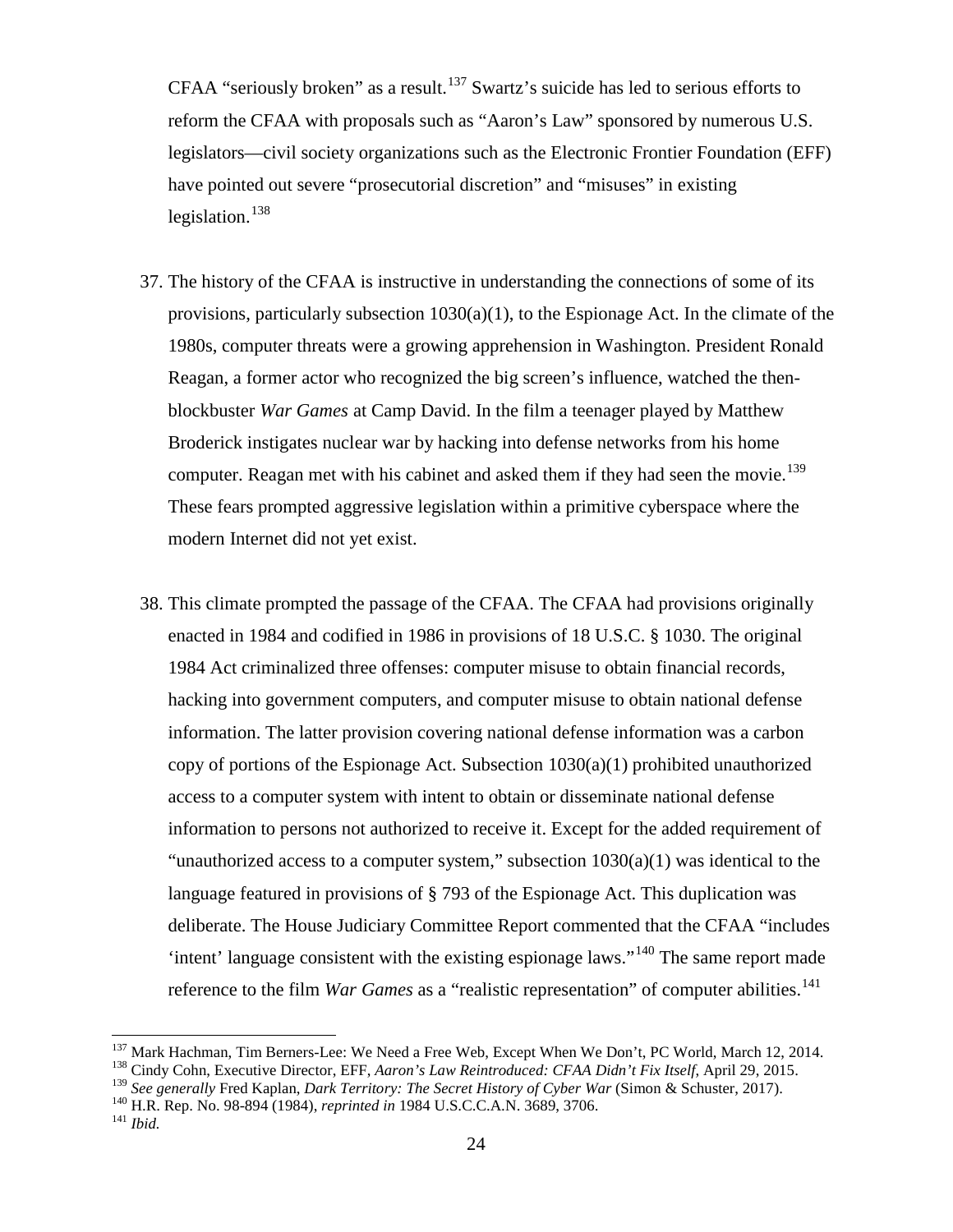CFAA "seriously broken" as a result.[137] Swartz's suicide has led to serious efforts to reform the CFAA with proposals such as "Aaron's Law" sponsored by numerous U.S. legislators—civil society organizations such as the Electronic Frontier Foundation (EFF) have pointed out severe "prosecutorial discretion" and "misuses" in existing legislation.[138]

37. The history of the CFAA is instructive in understanding the connections of some of its provisions, particularly subsection 1030(a)(1), to the Espionage Act. In the climate of the 1980s, computer threats were a growing apprehension in Washington. President Ronald Reagan, a former actor who recognized the big screen's influence, watched the then-blockbuster *War Games* at Camp David. In the film a teenager played by Matthew Broderick instigates nuclear war by hacking into defense networks from his home computer. Reagan met with his cabinet and asked them if they had seen the movie.[139] These fears prompted aggressive legislation within a primitive cyberspace where the modern Internet did not yet exist.

38. This climate prompted the passage of the CFAA. The CFAA had provisions originally enacted in 1984 and codified in 1986 in provisions of 18 U.S.C. § 1030. The original 1984 Act criminalized three offenses: computer misuse to obtain financial records, hacking into government computers, and computer misuse to obtain national defense information. The latter provision covering national defense information was a carbon copy of portions of the Espionage Act. Subsection 1030(a)(1) prohibited unauthorized access to a computer system with intent to obtain or disseminate national defense information to persons not authorized to receive it. Except for the added requirement of "unauthorized access to a computer system," subsection 1030(a)(1) was identical to the language featured in provisions of § 793 of the Espionage Act. This duplication was deliberate. The House Judiciary Committee Report commented that the CFAA "includes 'intent' language consistent with the existing espionage laws."[140] The same report made reference to the film *War Games* as a "realistic representation" of computer abilities.[141]

---

[137] Mark Hachman, Tim Berners-Lee: We Need a Free Web, Except When We Don't, PC World, March 12, 2014.

[138] Cindy Cohn, Executive Director, EFF, *Aaron's Law Reintroduced: CFAA Didn't Fix Itself*, April 29, 2015.

[139] *See generally* Fred Kaplan, *Dark Territory: The Secret History of Cyber War* (Simon & Schuster, 2017).

[140] H.R. Rep. No. 98-894 (1984), *reprinted in* 1984 U.S.C.C.A.N. 3689, 3706.

[141] *Ibid.*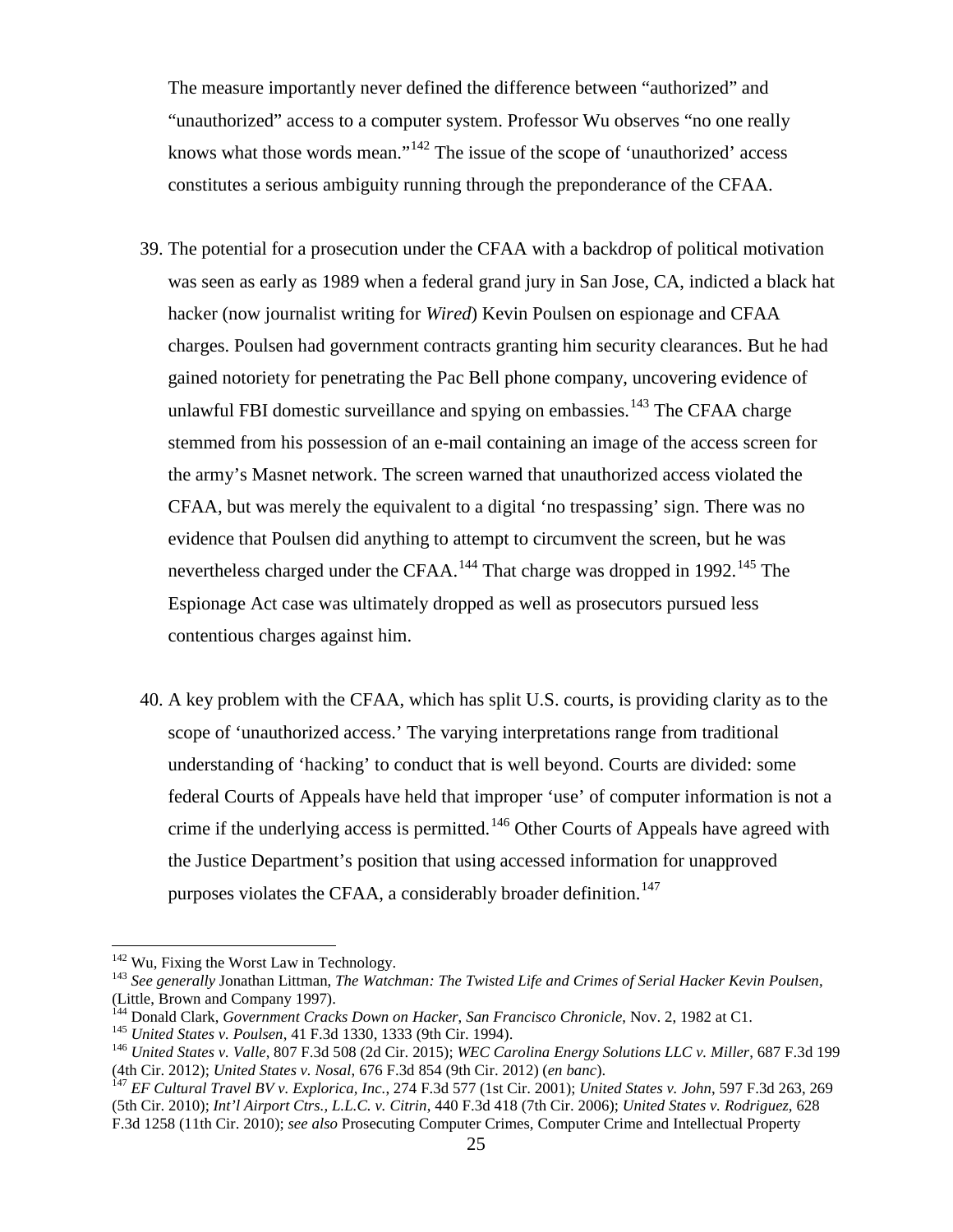The measure importantly never defined the difference between "authorized" and "unauthorized" access to a computer system. Professor Wu observes "no one really knows what those words mean."[142] The issue of the scope of 'unauthorized' access constitutes a serious ambiguity running through the preponderance of the CFAA.

39. The potential for a prosecution under the CFAA with a backdrop of political motivation was seen as early as 1989 when a federal grand jury in San Jose, CA, indicted a black hat hacker (now journalist writing for *Wired*) Kevin Poulsen on espionage and CFAA charges. Poulsen had government contracts granting him security clearances. But he had gained notoriety for penetrating the Pac Bell phone company, uncovering evidence of unlawful FBI domestic surveillance and spying on embassies.[143] The CFAA charge stemmed from his possession of an e-mail containing an image of the access screen for the army's Masnet network. The screen warned that unauthorized access violated the CFAA, but was merely the equivalent to a digital 'no trespassing' sign. There was no evidence that Poulsen did anything to attempt to circumvent the screen, but he was nevertheless charged under the CFAA.[144] That charge was dropped in 1992.[145] The Espionage Act case was ultimately dropped as well as prosecutors pursued less contentious charges against him.

40. A key problem with the CFAA, which has split U.S. courts, is providing clarity as to the scope of 'unauthorized access.' The varying interpretations range from traditional understanding of 'hacking' to conduct that is well beyond. Courts are divided: some federal Courts of Appeals have held that improper 'use' of computer information is not a crime if the underlying access is permitted.[146] Other Courts of Appeals have agreed with the Justice Department's position that using accessed information for unapproved purposes violates the CFAA, a considerably broader definition.[147]

---

[142] Wu, Fixing the Worst Law in Technology.

[143] *See generally* Jonathan Littman, *The Watchman: The Twisted Life and Crimes of Serial Hacker Kevin Poulsen*, (Little, Brown and Company 1997).

[144] Donald Clark, *Government Cracks Down on Hacker*, *San Francisco Chronicle*, Nov. 2, 1982 at C1.

[145] *United States v. Poulsen*, 41 F.3d 1330, 1333 (9th Cir. 1994).

[146] *United States v. Valle*, 807 F.3d 508 (2d Cir. 2015); *WEC Carolina Energy Solutions LLC v. Miller*, 687 F.3d 199 (4th Cir. 2012); *United States v. Nosal*, 676 F.3d 854 (9th Cir. 2012) (*en banc*).

[147] *EF Cultural Travel BV v. Explorica, Inc.*, 274 F.3d 577 (1st Cir. 2001); *United States v. John*, 597 F.3d 263, 269 (5th Cir. 2010); *Int'l Airport Ctrs., L.L.C. v. Citrin*, 440 F.3d 418 (7th Cir. 2006); *United States v. Rodriguez*, 628 F.3d 1258 (11th Cir. 2010); *see also* Prosecuting Computer Crimes, Computer Crime and Intellectual Property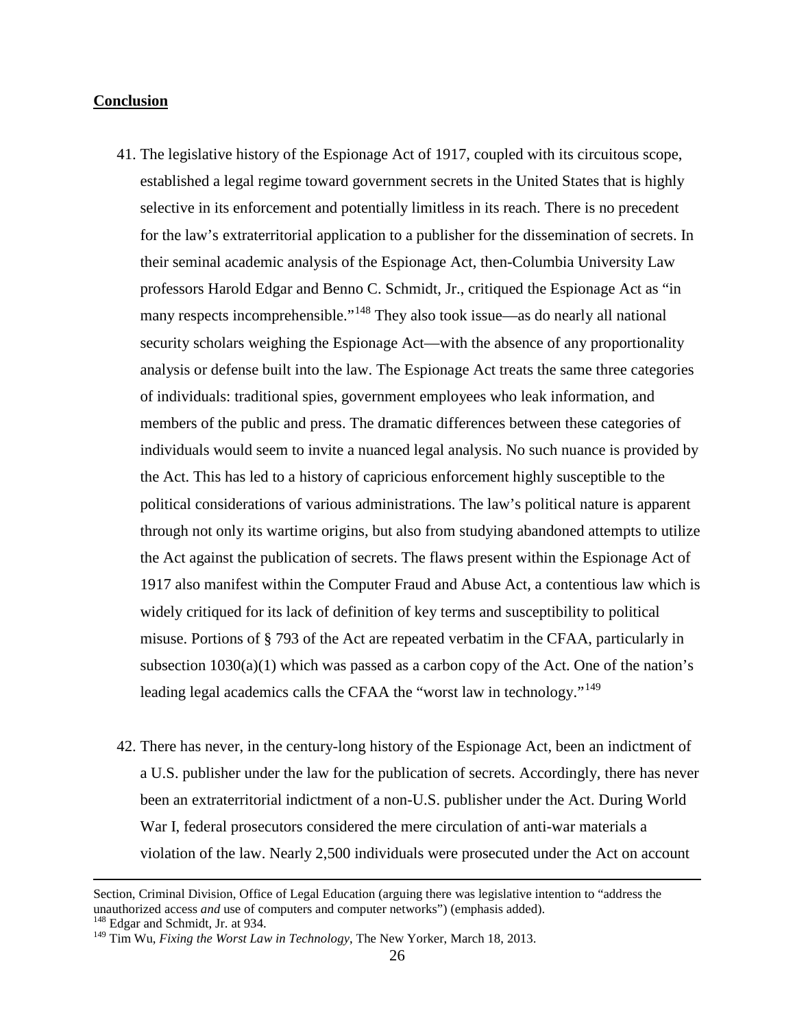**Conclusion**

41. The legislative history of the Espionage Act of 1917, coupled with its circuitous scope, established a legal regime toward government secrets in the United States that is highly selective in its enforcement and potentially limitless in its reach. There is no precedent for the law's extraterritorial application to a publisher for the dissemination of secrets. In their seminal academic analysis of the Espionage Act, then-Columbia University Law professors Harold Edgar and Benno C. Schmidt, Jr., critiqued the Espionage Act as "in many respects incomprehensible."[148] They also took issue—as do nearly all national security scholars weighing the Espionage Act—with the absence of any proportionality analysis or defense built into the law. The Espionage Act treats the same three categories of individuals: traditional spies, government employees who leak information, and members of the public and press. The dramatic differences between these categories of individuals would seem to invite a nuanced legal analysis. No such nuance is provided by the Act. This has led to a history of capricious enforcement highly susceptible to the political considerations of various administrations. The law's political nature is apparent through not only its wartime origins, but also from studying abandoned attempts to utilize the Act against the publication of secrets. The flaws present within the Espionage Act of 1917 also manifest within the Computer Fraud and Abuse Act, a contentious law which is widely critiqued for its lack of definition of key terms and susceptibility to political misuse. Portions of § 793 of the Act are repeated verbatim in the CFAA, particularly in subsection 1030(a)(1) which was passed as a carbon copy of the Act. One of the nation's leading legal academics calls the CFAA the "worst law in technology."[149]

42. There has never, in the century-long history of the Espionage Act, been an indictment of a U.S. publisher under the law for the publication of secrets. Accordingly, there has never been an extraterritorial indictment of a non-U.S. publisher under the Act. During World War I, federal prosecutors considered the mere circulation of anti-war materials a violation of the law. Nearly 2,500 individuals were prosecuted under the Act on account

---

Section, Criminal Division, Office of Legal Education (arguing there was legislative intention to "address the unauthorized access *and* use of computers and computer networks") (emphasis added).

[148] Edgar and Schmidt, Jr. at 934.

[149] Tim Wu, *Fixing the Worst Law in Technology*, The New Yorker, March 18, 2013.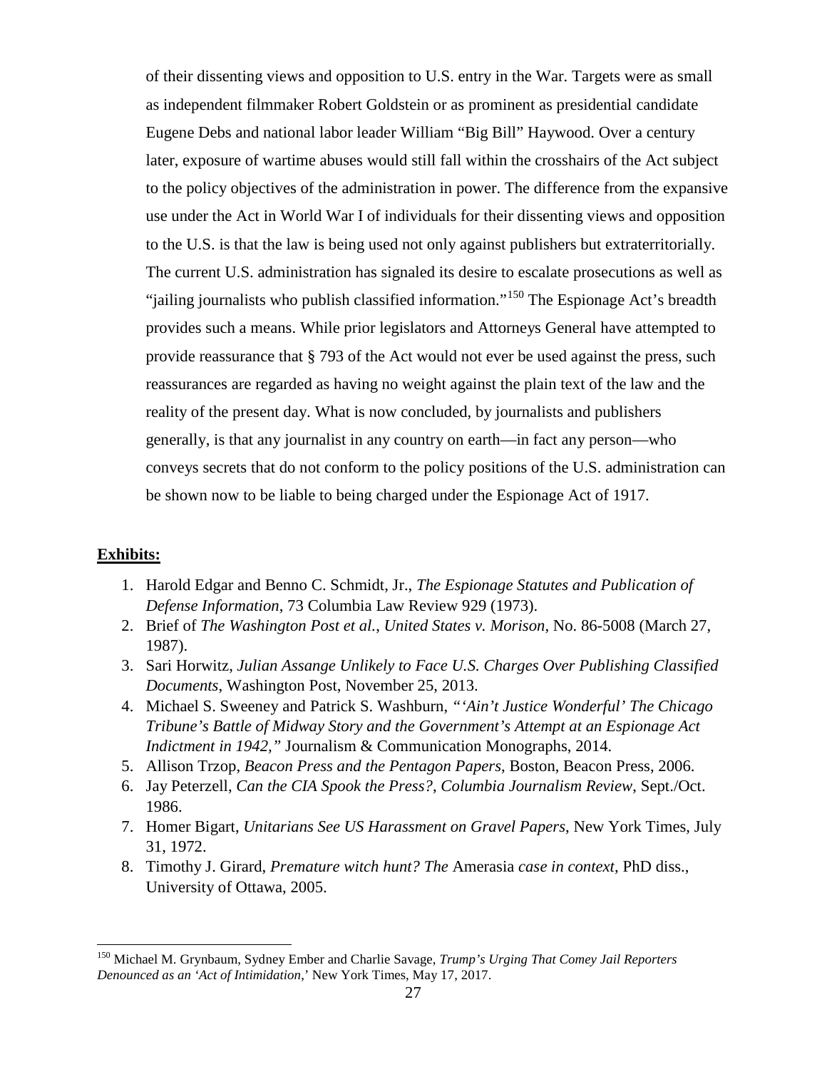of their dissenting views and opposition to U.S. entry in the War. Targets were as small as independent filmmaker Robert Goldstein or as prominent as presidential candidate Eugene Debs and national labor leader William "Big Bill" Haywood. Over a century later, exposure of wartime abuses would still fall within the crosshairs of the Act subject to the policy objectives of the administration in power. The difference from the expansive use under the Act in World War I of individuals for their dissenting views and opposition to the U.S. is that the law is being used not only against publishers but extraterritorially. The current U.S. administration has signaled its desire to escalate prosecutions as well as "jailing journalists who publish classified information."[150] The Espionage Act's breadth provides such a means. While prior legislators and Attorneys General have attempted to provide reassurance that § 793 of the Act would not ever be used against the press, such reassurances are regarded as having no weight against the plain text of the law and the reality of the present day. What is now concluded, by journalists and publishers generally, is that any journalist in any country on earth—in fact any person—who conveys secrets that do not conform to the policy positions of the U.S. administration can be shown now to be liable to being charged under the Espionage Act of 1917.

**Exhibits:**

1. Harold Edgar and Benno C. Schmidt, Jr., *The Espionage Statutes and Publication of Defense Information*, 73 Columbia Law Review 929 (1973).
2. Brief of *The Washington Post et al.*, *United States v. Morison*, No. 86-5008 (March 27, 1987).
3. Sari Horwitz, *Julian Assange Unlikely to Face U.S. Charges Over Publishing Classified Documents*, Washington Post, November 25, 2013.
4. Michael S. Sweeney and Patrick S. Washburn, *"'Ain't Justice Wonderful' The Chicago Tribune's Battle of Midway Story and the Government's Attempt at an Espionage Act Indictment in 1942,"* Journalism & Communication Monographs, 2014.
5. Allison Trzop, *Beacon Press and the Pentagon Papers*, Boston, Beacon Press, 2006.
6. Jay Peterzell, *Can the CIA Spook the Press?*, *Columbia Journalism Review*, Sept./Oct. 1986.
7. Homer Bigart, *Unitarians See US Harassment on Gravel Papers*, New York Times, July 31, 1972.
8. Timothy J. Girard, *Premature witch hunt? The* Amerasia *case in context*, PhD diss., University of Ottawa, 2005.

---

[150] Michael M. Grynbaum, Sydney Ember and Charlie Savage, *Trump's Urging That Comey Jail Reporters Denounced as an 'Act of Intimidation*,' New York Times, May 17, 2017.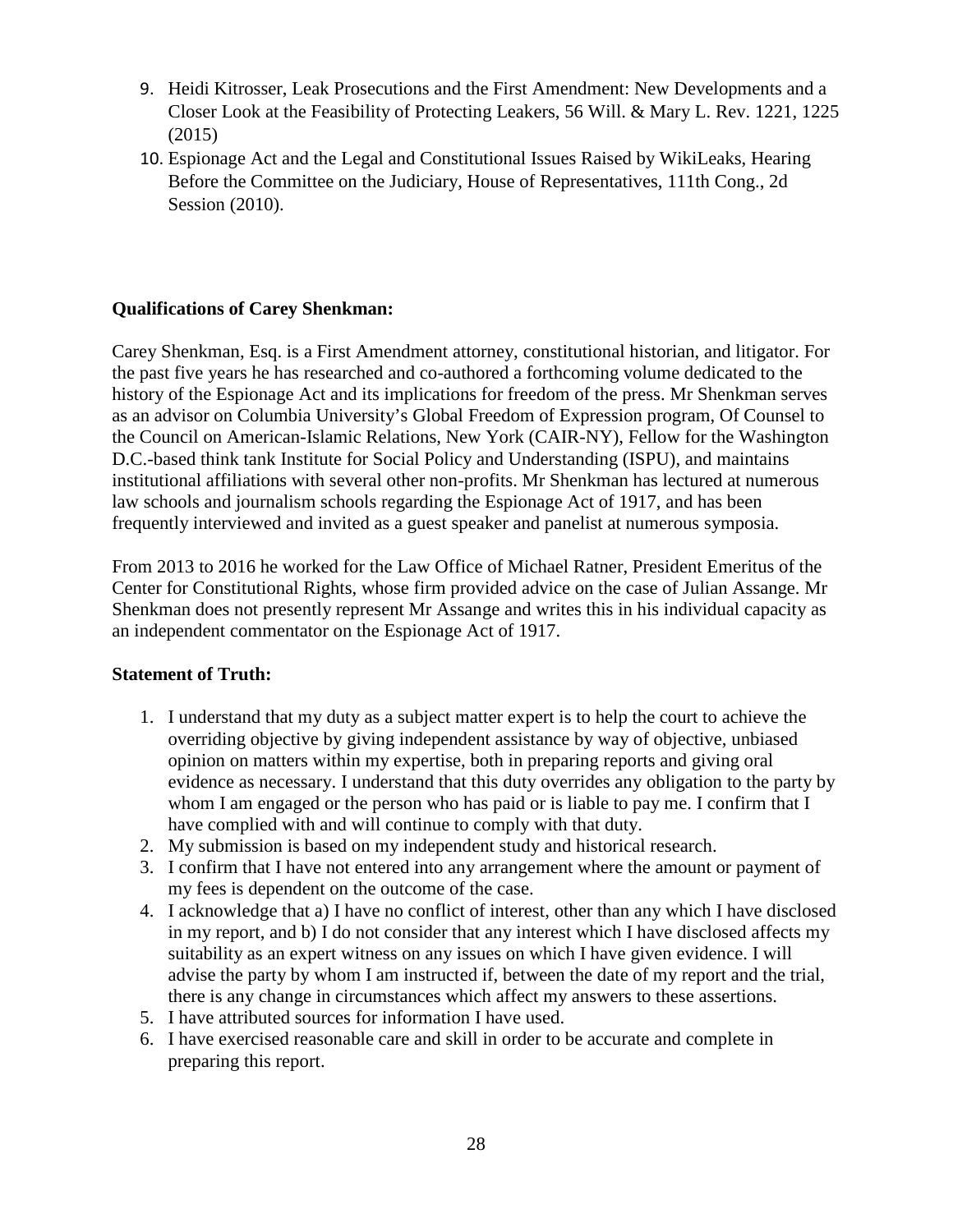9. Heidi Kitrosser, Leak Prosecutions and the First Amendment: New Developments and a Closer Look at the Feasibility of Protecting Leakers, 56 Will. & Mary L. Rev. 1221, 1225 (2015)
10. Espionage Act and the Legal and Constitutional Issues Raised by WikiLeaks, Hearing Before the Committee on the Judiciary, House of Representatives, 111th Cong., 2d Session (2010).

**Qualifications of Carey Shenkman:**

Carey Shenkman, Esq. is a First Amendment attorney, constitutional historian, and litigator. For the past five years he has researched and co-authored a forthcoming volume dedicated to the history of the Espionage Act and its implications for freedom of the press. Mr Shenkman serves as an advisor on Columbia University's Global Freedom of Expression program, Of Counsel to the Council on American-Islamic Relations, New York (CAIR-NY), Fellow for the Washington D.C.-based think tank Institute for Social Policy and Understanding (ISPU), and maintains institutional affiliations with several other non-profits. Mr Shenkman has lectured at numerous law schools and journalism schools regarding the Espionage Act of 1917, and has been frequently interviewed and invited as a guest speaker and panelist at numerous symposia.

From 2013 to 2016 he worked for the Law Office of Michael Ratner, President Emeritus of the Center for Constitutional Rights, whose firm provided advice on the case of Julian Assange. Mr Shenkman does not presently represent Mr Assange and writes this in his individual capacity as an independent commentator on the Espionage Act of 1917.

**Statement of Truth:**

1. I understand that my duty as a subject matter expert is to help the court to achieve the overriding objective by giving independent assistance by way of objective, unbiased opinion on matters within my expertise, both in preparing reports and giving oral evidence as necessary. I understand that this duty overrides any obligation to the party by whom I am engaged or the person who has paid or is liable to pay me. I confirm that I have complied with and will continue to comply with that duty.
2. My submission is based on my independent study and historical research.
3. I confirm that I have not entered into any arrangement where the amount or payment of my fees is dependent on the outcome of the case.
4. I acknowledge that a) I have no conflict of interest, other than any which I have disclosed in my report, and b) I do not consider that any interest which I have disclosed affects my suitability as an expert witness on any issues on which I have given evidence. I will advise the party by whom I am instructed if, between the date of my report and the trial, there is any change in circumstances which affect my answers to these assertions.
5. I have attributed sources for information I have used.
6. I have exercised reasonable care and skill in order to be accurate and complete in preparing this report.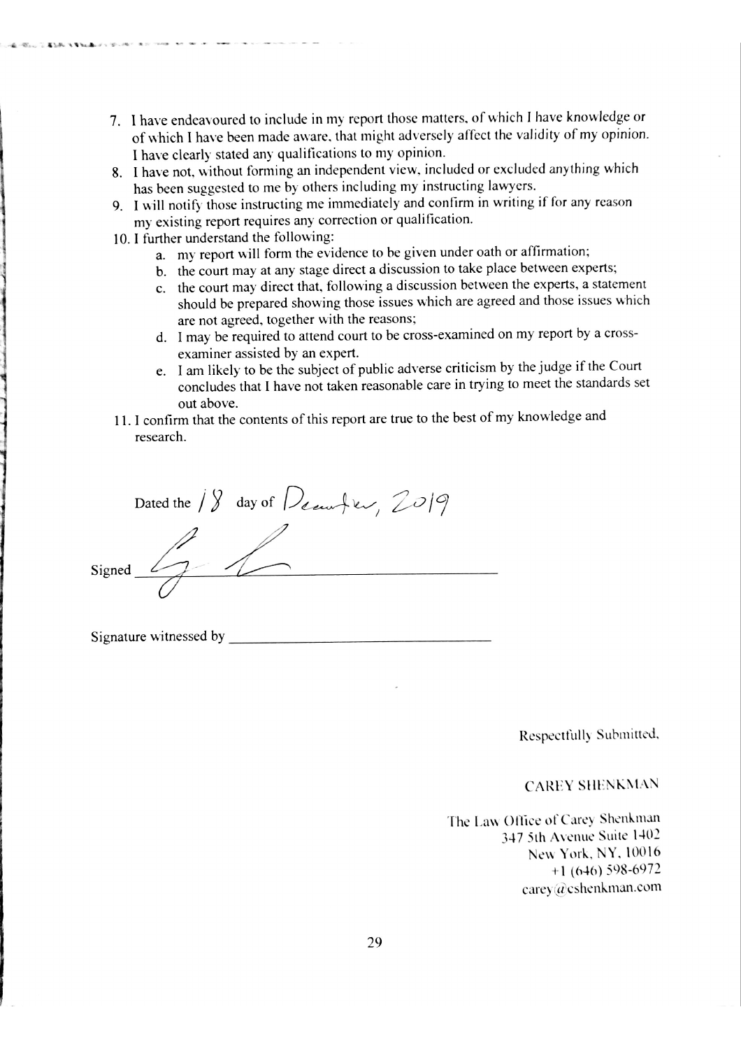7. I have endeavoured to include in my report those matters, of which I have knowledge or of which I have been made aware, that might adversely affect the validity of my opinion. I have clearly stated any qualifications to my opinion.
8. I have not, without forming an independent view, included or excluded anything which has been suggested to me by others including my instructing lawyers.
9. I will notify those instructing me immediately and confirm in writing if for any reason my existing report requires any correction or qualification.
10. I further understand the following:
    a. my report will form the evidence to be given under oath or affirmation;
    b. the court may at any stage direct a discussion to take place between experts;
    c. the court may direct that, following a discussion between the experts, a statement should be prepared showing those issues which are agreed and those issues which are not agreed, together with the reasons;
    d. I may be required to attend court to be cross-examined on my report by a cross-examiner assisted by an expert.
    e. I am likely to be the subject of public adverse criticism by the judge if the Court concludes that I have not taken reasonable care in trying to meet the standards set out above.
11. I confirm that the contents of this report are true to the best of my knowledge and research.

Dated the 18 day of December, 2019

Signed ______________________________

Signature witnessed by ______________________________

Respectfully Submitted,

CAREY SHENKMAN

The Law Office of Carey Shenkman
347 5th Avenue Suite 1402
New York, NY, 10016
+1 (646) 598-6972
carey@cshenkman.com